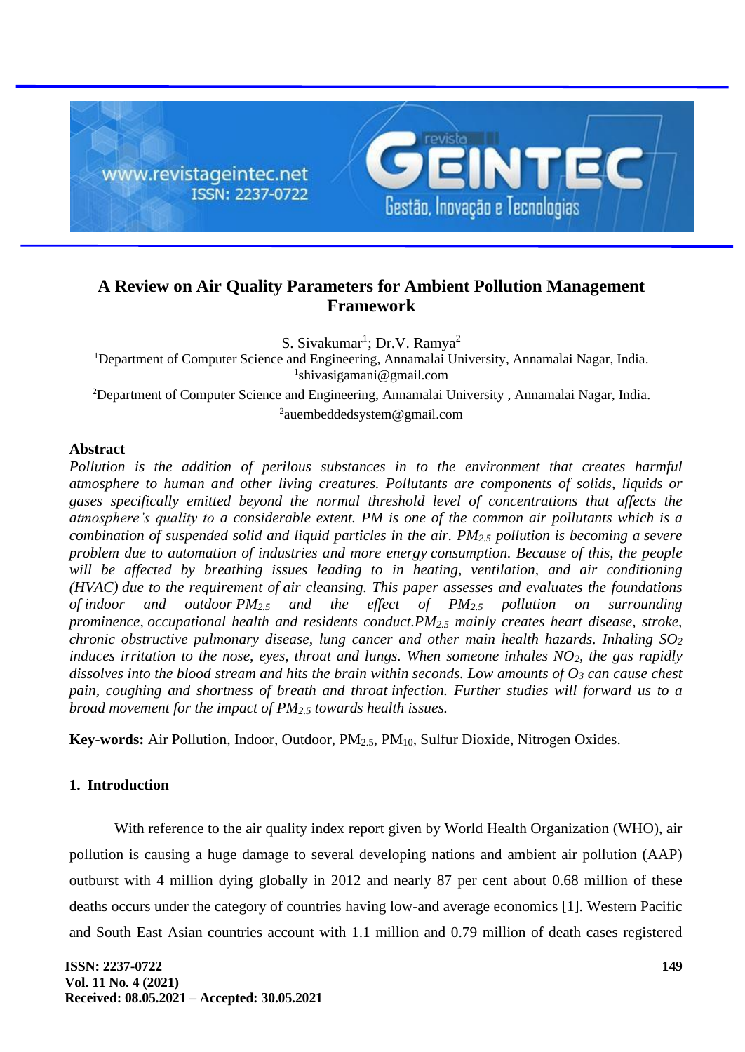# A Review on Air Quality Parameters for Ambient Pollution Management Framework

S. Sivakumar[1]; Dr.V. Ramya[2]

[1]Department of Computer Science and Engineering, Annamalai University, Annamalai Nagar, India.
[1]shivasigamani@gmail.com

[2]Department of Computer Science and Engineering, Annamalai University , Annamalai Nagar, India.
[2]auembeddedsystem@gmail.com

## Abstract

*Pollution is the addition of perilous substances in to the environment that creates harmful atmosphere to human and other living creatures. Pollutants are components of solids, liquids or gases specifically emitted beyond the normal threshold level of concentrations that affects the atmosphere's quality to a considerable extent. PM is one of the common air pollutants which is a combination of suspended solid and liquid particles in the air. $PM_{2.5}$ pollution is becoming a severe problem due to automation of industries and more energy consumption. Because of this, the people will be affected by breathing issues leading to in heating, ventilation, and air conditioning (HVAC) due to the requirement of air cleansing. This paper assesses and evaluates the foundations of indoor and outdoor $PM_{2.5}$ and the effect of $PM_{2.5}$ pollution on surrounding prominence, occupational health and residents conduct.$PM_{2.5}$ mainly creates heart disease, stroke, chronic obstructive pulmonary disease, lung cancer and other main health hazards. Inhaling $SO_2$ induces irritation to the nose, eyes, throat and lungs. When someone inhales $NO_2$, the gas rapidly dissolves into the blood stream and hits the brain within seconds. Low amounts of $O_3$ can cause chest pain, coughing and shortness of breath and throat infection. Further studies will forward us to a broad movement for the impact of $PM_{2.5}$ towards health issues.*

**Key-words:** Air Pollution, Indoor, Outdoor, $PM_{2.5}$, $PM_{10}$, Sulfur Dioxide, Nitrogen Oxides.

## 1. Introduction

With reference to the air quality index report given by World Health Organization (WHO), air pollution is causing a huge damage to several developing nations and ambient air pollution (AAP) outburst with 4 million dying globally in 2012 and nearly 87 per cent about 0.68 million of these deaths occurs under the category of countries having low-and average economics [1]. Western Pacific and South East Asian countries account with 1.1 million and 0.79 million of death cases registered

Received: 08.05.2021 – Accepted: 30.05.2021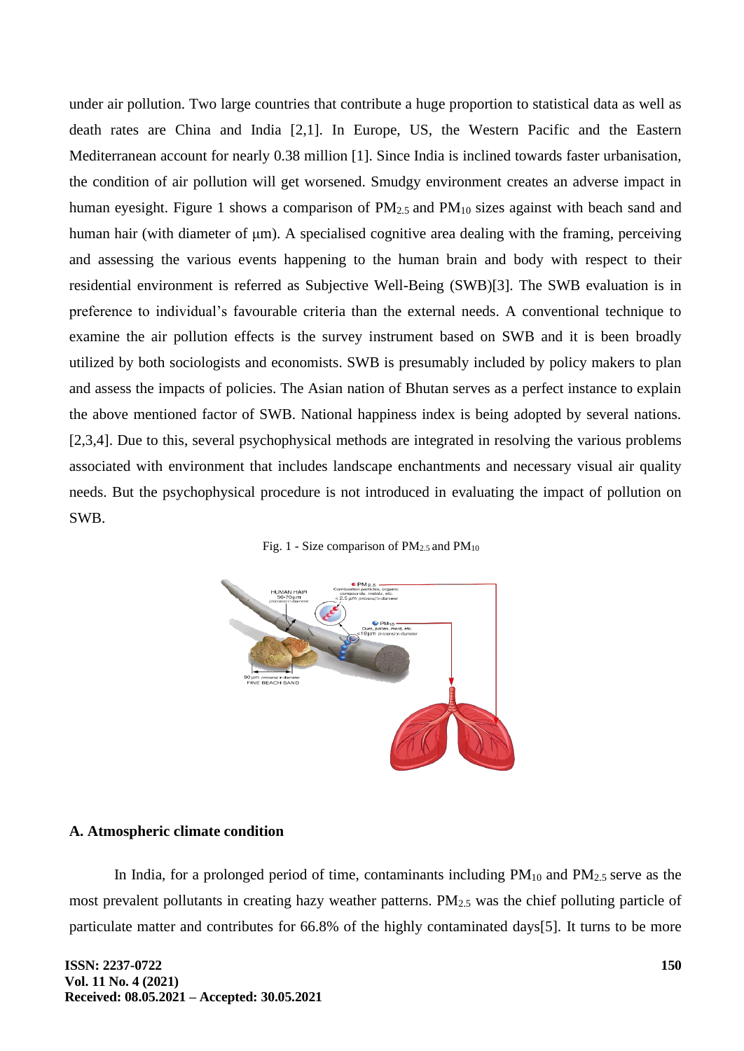under air pollution. Two large countries that contribute a huge proportion to statistical data as well as death rates are China and India [2,1]. In Europe, US, the Western Pacific and the Eastern Mediterranean account for nearly 0.38 million [1]. Since India is inclined towards faster urbanisation, the condition of air pollution will get worsened. Smudgy environment creates an adverse impact in human eyesight. Figure 1 shows a comparison of $PM_{2.5}$ and $PM_{10}$ sizes against with beach sand and human hair (with diameter of µm). A specialised cognitive area dealing with the framing, perceiving and assessing the various events happening to the human brain and body with respect to their residential environment is referred as Subjective Well-Being (SWB)[3]. The SWB evaluation is in preference to individual's favourable criteria than the external needs. A conventional technique to examine the air pollution effects is the survey instrument based on SWB and it is been broadly utilized by both sociologists and economists. SWB is presumably included by policy makers to plan and assess the impacts of policies. The Asian nation of Bhutan serves as a perfect instance to explain the above mentioned factor of SWB. National happiness index is being adopted by several nations. [2,3,4]. Due to this, several psychophysical methods are integrated in resolving the various problems associated with environment that includes landscape enchantments and necessary visual air quality needs. But the psychophysical procedure is not introduced in evaluating the impact of pollution on SWB.

Fig. 1 - Size comparison of $PM_{2.5}$ and $PM_{10}$

### A. Atmospheric climate condition

In India, for a prolonged period of time, contaminants including $PM_{10}$ and $PM_{2.5}$ serve as the most prevalent pollutants in creating hazy weather patterns. $PM_{2.5}$ was the chief polluting particle of particulate matter and contributes for 66.8% of the highly contaminated days[5]. It turns to be more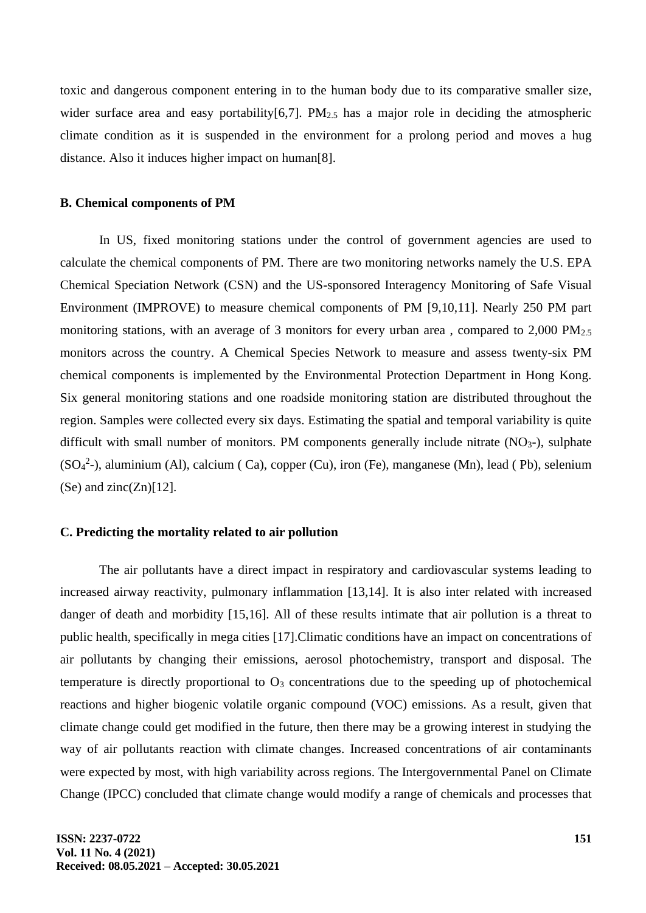toxic and dangerous component entering in to the human body due to its comparative smaller size, wider surface area and easy portability[6,7]. $PM_{2.5}$ has a major role in deciding the atmospheric climate condition as it is suspended in the environment for a prolong period and moves a hug distance. Also it induces higher impact on human[8].

### B. Chemical components of PM

In US, fixed monitoring stations under the control of government agencies are used to calculate the chemical components of PM. There are two monitoring networks namely the U.S. EPA Chemical Speciation Network (CSN) and the US-sponsored Interagency Monitoring of Safe Visual Environment (IMPROVE) to measure chemical components of PM [9,10,11]. Nearly 250 PM part monitoring stations, with an average of 3 monitors for every urban area , compared to 2,000 $PM_{2.5}$ monitors across the country. A Chemical Species Network to measure and assess twenty-six PM chemical components is implemented by the Environmental Protection Department in Hong Kong. Six general monitoring stations and one roadside monitoring station are distributed throughout the region. Samples were collected every six days. Estimating the spatial and temporal variability is quite difficult with small number of monitors. PM components generally include nitrate ($NO_3$-), sulphate ($SO_4^{2}$-), aluminium (Al), calcium ( Ca), copper (Cu), iron (Fe), manganese (Mn), lead ( Pb), selenium (Se) and zinc(Zn)[12].

### C. Predicting the mortality related to air pollution

The air pollutants have a direct impact in respiratory and cardiovascular systems leading to increased airway reactivity, pulmonary inflammation [13,14]. It is also inter related with increased danger of death and morbidity [15,16]. All of these results intimate that air pollution is a threat to public health, specifically in mega cities [17].Climatic conditions have an impact on concentrations of air pollutants by changing their emissions, aerosol photochemistry, transport and disposal. The temperature is directly proportional to $O_3$ concentrations due to the speeding up of photochemical reactions and higher biogenic volatile organic compound (VOC) emissions. As a result, given that climate change could get modified in the future, then there may be a growing interest in studying the way of air pollutants reaction with climate changes. Increased concentrations of air contaminants were expected by most, with high variability across regions. The Intergovernmental Panel on Climate Change (IPCC) concluded that climate change would modify a range of chemicals and processes that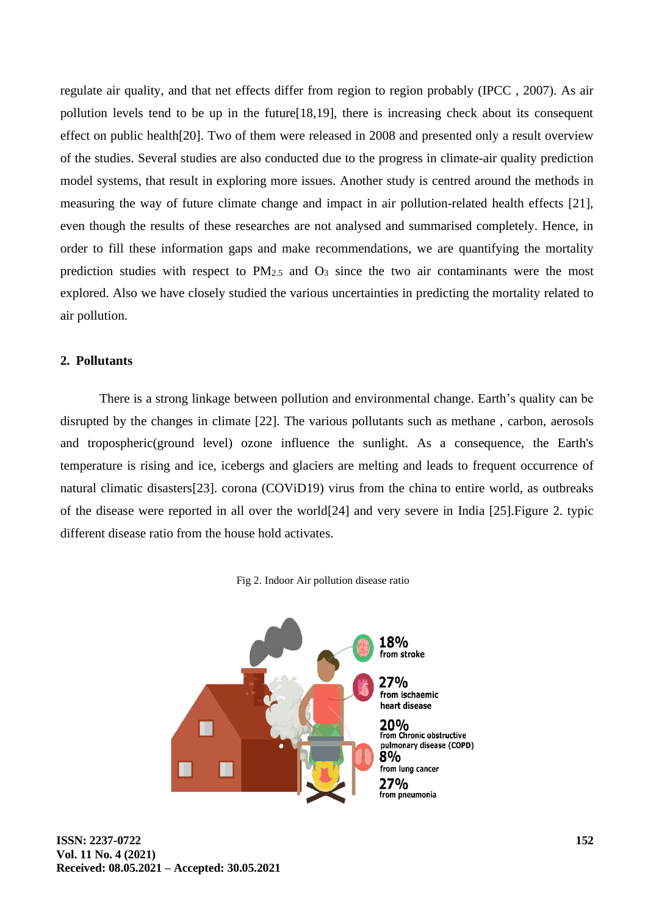regulate air quality, and that net effects differ from region to region probably (IPCC , 2007). As air pollution levels tend to be up in the future[18,19], there is increasing check about its consequent effect on public health[20]. Two of them were released in 2008 and presented only a result overview of the studies. Several studies are also conducted due to the progress in climate-air quality prediction model systems, that result in exploring more issues. Another study is centred around the methods in measuring the way of future climate change and impact in air pollution-related health effects [21], even though the results of these researches are not analysed and summarised completely. Hence, in order to fill these information gaps and make recommendations, we are quantifying the mortality prediction studies with respect to $PM_{2.5}$ and $O_3$ since the two air contaminants were the most explored. Also we have closely studied the various uncertainties in predicting the mortality related to air pollution.

## 2. Pollutants

There is a strong linkage between pollution and environmental change. Earth's quality can be disrupted by the changes in climate [22]. The various pollutants such as methane , carbon, aerosols and tropospheric(ground level) ozone influence the sunlight. As a consequence, the Earth's temperature is rising and ice, icebergs and glaciers are melting and leads to frequent occurrence of natural climatic disasters[23]. corona (COViD19) virus from the china to entire world, as outbreaks of the disease were reported in all over the world[24] and very severe in India [25].Figure 2. typic different disease ratio from the house hold activates.

Fig 2. Indoor Air pollution disease ratio

18% from stroke

27% from ischaemic heart disease

20% from Chronic obstructive pulmonary disease (COPD)

8% from lung cancer

27% from pneumonia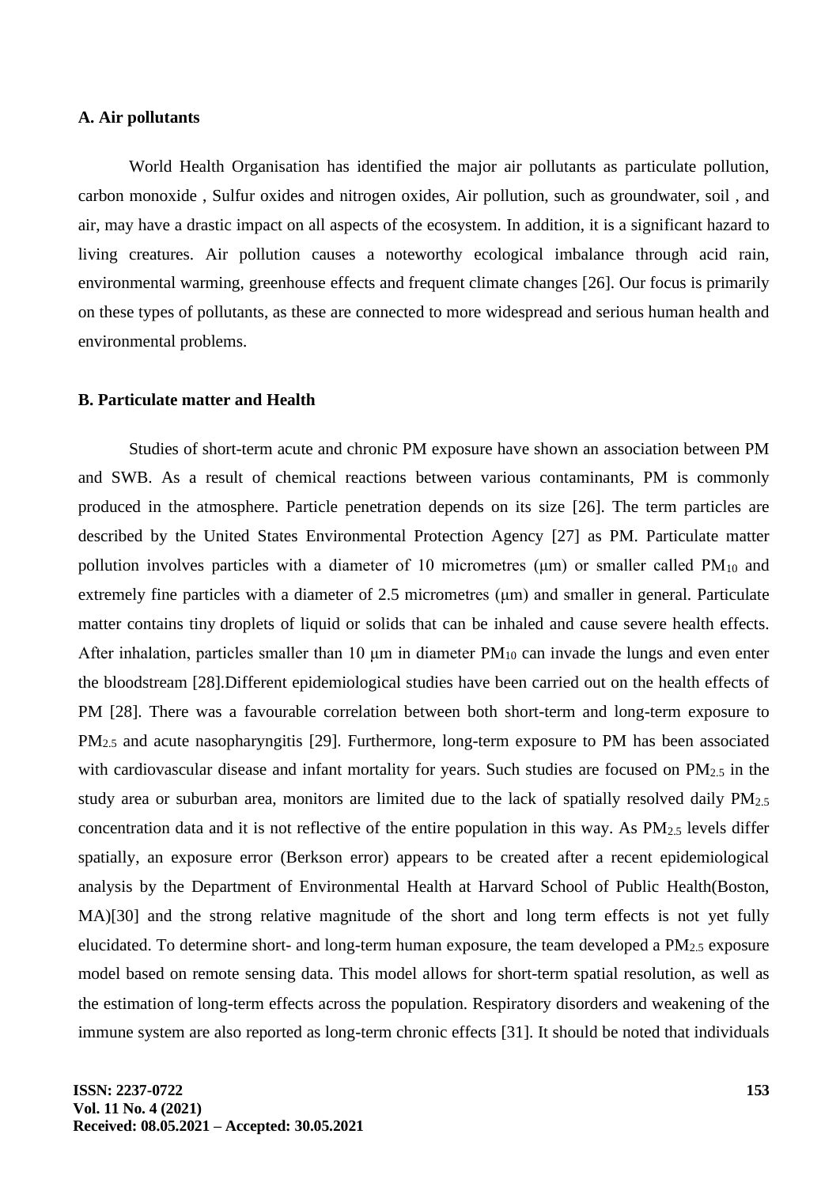### A. Air pollutants

World Health Organisation has identified the major air pollutants as particulate pollution, carbon monoxide , Sulfur oxides and nitrogen oxides, Air pollution, such as groundwater, soil , and air, may have a drastic impact on all aspects of the ecosystem. In addition, it is a significant hazard to living creatures. Air pollution causes a noteworthy ecological imbalance through acid rain, environmental warming, greenhouse effects and frequent climate changes [26]. Our focus is primarily on these types of pollutants, as these are connected to more widespread and serious human health and environmental problems.

### B. Particulate matter and Health

Studies of short-term acute and chronic PM exposure have shown an association between PM and SWB. As a result of chemical reactions between various contaminants, PM is commonly produced in the atmosphere. Particle penetration depends on its size [26]. The term particles are described by the United States Environmental Protection Agency [27] as PM. Particulate matter pollution involves particles with a diameter of 10 micrometres (μm) or smaller called $PM_{10}$ and extremely fine particles with a diameter of 2.5 micrometres (μm) and smaller in general. Particulate matter contains tiny droplets of liquid or solids that can be inhaled and cause severe health effects. After inhalation, particles smaller than 10 μm in diameter $PM_{10}$ can invade the lungs and even enter the bloodstream [28].Different epidemiological studies have been carried out on the health effects of PM [28]. There was a favourable correlation between both short-term and long-term exposure to $PM_{2.5}$ and acute nasopharyngitis [29]. Furthermore, long-term exposure to PM has been associated with cardiovascular disease and infant mortality for years. Such studies are focused on $PM_{2.5}$ in the study area or suburban area, monitors are limited due to the lack of spatially resolved daily $PM_{2.5}$ concentration data and it is not reflective of the entire population in this way. As $PM_{2.5}$ levels differ spatially, an exposure error (Berkson error) appears to be created after a recent epidemiological analysis by the Department of Environmental Health at Harvard School of Public Health(Boston, MA)[30] and the strong relative magnitude of the short and long term effects is not yet fully elucidated. To determine short- and long-term human exposure, the team developed a $PM_{2.5}$ exposure model based on remote sensing data. This model allows for short-term spatial resolution, as well as the estimation of long-term effects across the population. Respiratory disorders and weakening of the immune system are also reported as long-term chronic effects [31]. It should be noted that individuals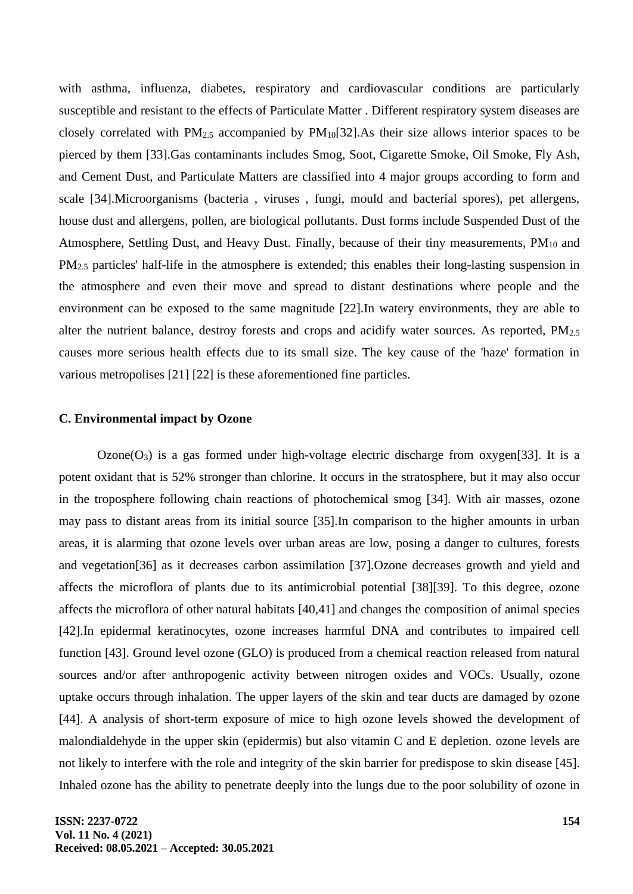with asthma, influenza, diabetes, respiratory and cardiovascular conditions are particularly susceptible and resistant to the effects of Particulate Matter . Different respiratory system diseases are closely correlated with $PM_{2.5}$ accompanied by $PM_{10}$[32].As their size allows interior spaces to be pierced by them [33].Gas contaminants includes Smog, Soot, Cigarette Smoke, Oil Smoke, Fly Ash, and Cement Dust, and Particulate Matters are classified into 4 major groups according to form and scale [34].Microorganisms (bacteria , viruses , fungi, mould and bacterial spores), pet allergens, house dust and allergens, pollen, are biological pollutants. Dust forms include Suspended Dust of the Atmosphere, Settling Dust, and Heavy Dust. Finally, because of their tiny measurements, $PM_{10}$ and $PM_{2.5}$ particles' half-life in the atmosphere is extended; this enables their long-lasting suspension in the atmosphere and even their move and spread to distant destinations where people and the environment can be exposed to the same magnitude [22].In watery environments, they are able to alter the nutrient balance, destroy forests and crops and acidify water sources. As reported, $PM_{2.5}$ causes more serious health effects due to its small size. The key cause of the 'haze' formation in various metropolises [21] [22] is these aforementioned fine particles.

**C. Environmental impact by Ozone**

Ozone($O_3$) is a gas formed under high-voltage electric discharge from oxygen[33]. It is a potent oxidant that is 52% stronger than chlorine. It occurs in the stratosphere, but it may also occur in the troposphere following chain reactions of photochemical smog [34]. With air masses, ozone may pass to distant areas from its initial source [35].In comparison to the higher amounts in urban areas, it is alarming that ozone levels over urban areas are low, posing a danger to cultures, forests and vegetation[36] as it decreases carbon assimilation [37].Ozone decreases growth and yield and affects the microflora of plants due to its antimicrobial potential [38][39]. To this degree, ozone affects the microflora of other natural habitats [40,41] and changes the composition of animal species [42].In epidermal keratinocytes, ozone increases harmful DNA and contributes to impaired cell function [43]. Ground level ozone (GLO) is produced from a chemical reaction released from natural sources and/or after anthropogenic activity between nitrogen oxides and VOCs. Usually, ozone uptake occurs through inhalation. The upper layers of the skin and tear ducts are damaged by ozone [44]. A analysis of short-term exposure of mice to high ozone levels showed the development of malondialdehyde in the upper skin (epidermis) but also vitamin C and E depletion. ozone levels are not likely to interfere with the role and integrity of the skin barrier for predispose to skin disease [45]. Inhaled ozone has the ability to penetrate deeply into the lungs due to the poor solubility of ozone in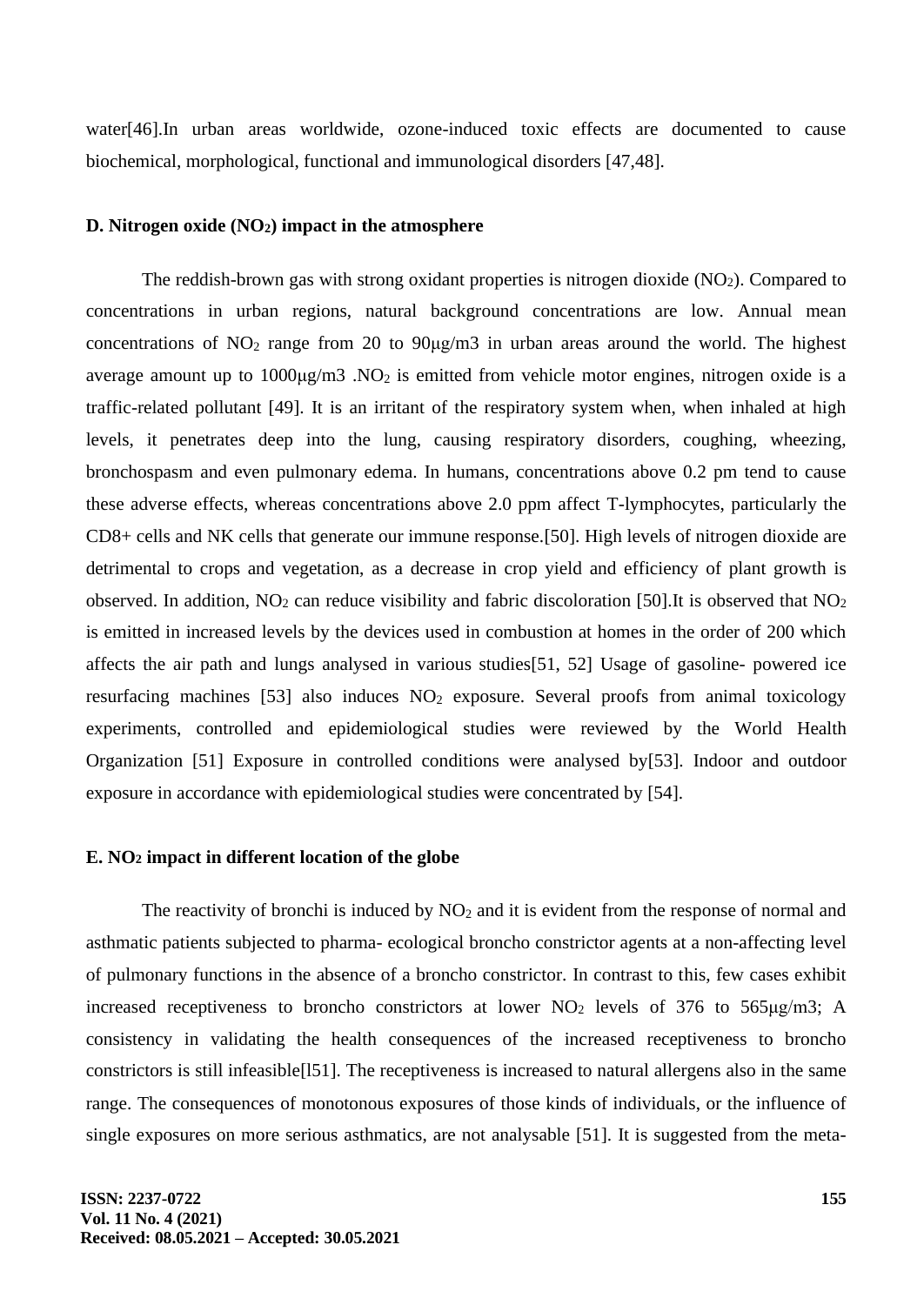water[46].In urban areas worldwide, ozone-induced toxic effects are documented to cause biochemical, morphological, functional and immunological disorders [47,48].

### D. Nitrogen oxide ($NO_2$) impact in the atmosphere

The reddish-brown gas with strong oxidant properties is nitrogen dioxide ($NO_2$). Compared to concentrations in urban regions, natural background concentrations are low. Annual mean concentrations of $NO_2$ range from 20 to 90μg/m3 in urban areas around the world. The highest average amount up to 1000μg/m3 .$NO_2$ is emitted from vehicle motor engines, nitrogen oxide is a traffic-related pollutant [49]. It is an irritant of the respiratory system when, when inhaled at high levels, it penetrates deep into the lung, causing respiratory disorders, coughing, wheezing, bronchospasm and even pulmonary edema. In humans, concentrations above 0.2 pm tend to cause these adverse effects, whereas concentrations above 2.0 ppm affect T-lymphocytes, particularly the CD8+ cells and NK cells that generate our immune response.[50]. High levels of nitrogen dioxide are detrimental to crops and vegetation, as a decrease in crop yield and efficiency of plant growth is observed. In addition, $NO_2$ can reduce visibility and fabric discoloration [50].It is observed that $NO_2$ is emitted in increased levels by the devices used in combustion at homes in the order of 200 which affects the air path and lungs analysed in various studies[51, 52] Usage of gasoline- powered ice resurfacing machines [53] also induces $NO_2$ exposure. Several proofs from animal toxicology experiments, controlled and epidemiological studies were reviewed by the World Health Organization [51] Exposure in controlled conditions were analysed by[53]. Indoor and outdoor exposure in accordance with epidemiological studies were concentrated by [54].

### E. $NO_2$ impact in different location of the globe

The reactivity of bronchi is induced by $NO_2$ and it is evident from the response of normal and asthmatic patients subjected to pharma- ecological broncho constrictor agents at a non-affecting level of pulmonary functions in the absence of a broncho constrictor. In contrast to this, few cases exhibit increased receptiveness to broncho constrictors at lower $NO_2$ levels of 376 to 565μg/m3; A consistency in validating the health consequences of the increased receptiveness to broncho constrictors is still infeasible[l51]. The receptiveness is increased to natural allergens also in the same range. The consequences of monotonous exposures of those kinds of individuals, or the influence of single exposures on more serious asthmatics, are not analysable [51]. It is suggested from the meta-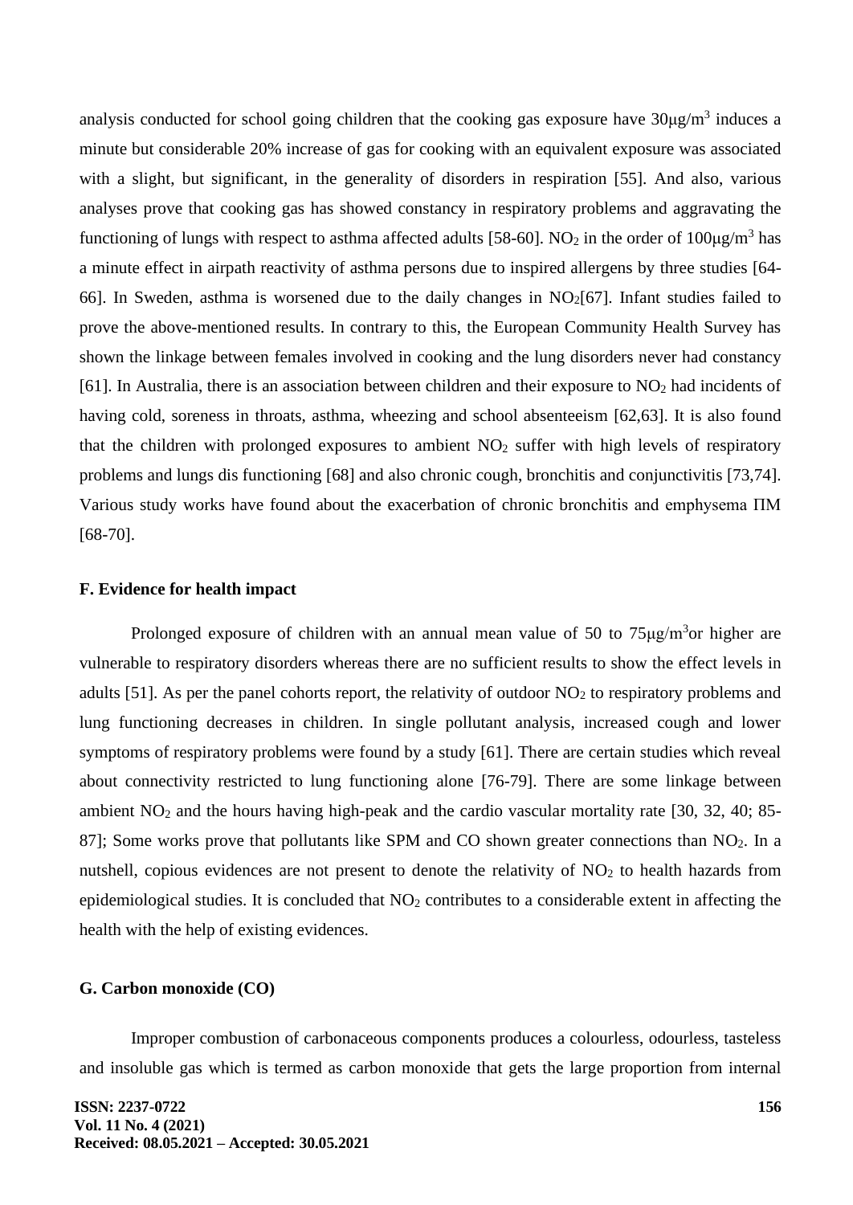analysis conducted for school going children that the cooking gas exposure have $30\mu g/m^3$ induces a minute but considerable 20% increase of gas for cooking with an equivalent exposure was associated with a slight, but significant, in the generality of disorders in respiration [55]. And also, various analyses prove that cooking gas has showed constancy in respiratory problems and aggravating the functioning of lungs with respect to asthma affected adults [58-60]. $NO_2$ in the order of $100\mu g/m^3$ has a minute effect in airpath reactivity of asthma persons due to inspired allergens by three studies [64-66]. In Sweden, asthma is worsened due to the daily changes in $NO_2$[67]. Infant studies failed to prove the above-mentioned results. In contrary to this, the European Community Health Survey has shown the linkage between females involved in cooking and the lung disorders never had constancy [61]. In Australia, there is an association between children and their exposure to $NO_2$ had incidents of having cold, soreness in throats, asthma, wheezing and school absenteeism [62,63]. It is also found that the children with prolonged exposures to ambient $NO_2$ suffer with high levels of respiratory problems and lungs dis functioning [68] and also chronic cough, bronchitis and conjunctivitis [73,74]. Various study works have found about the exacerbation of chronic bronchitis and emphysema ΠM [68-70].

### F. Evidence for health impact

Prolonged exposure of children with an annual mean value of 50 to $75\mu g/m^3$or higher are vulnerable to respiratory disorders whereas there are no sufficient results to show the effect levels in adults [51]. As per the panel cohorts report, the relativity of outdoor $NO_2$ to respiratory problems and lung functioning decreases in children. In single pollutant analysis, increased cough and lower symptoms of respiratory problems were found by a study [61]. There are certain studies which reveal about connectivity restricted to lung functioning alone [76-79]. There are some linkage between ambient $NO_2$ and the hours having high-peak and the cardio vascular mortality rate [30, 32, 40; 85-87]; Some works prove that pollutants like SPM and CO shown greater connections than $NO_2$. In a nutshell, copious evidences are not present to denote the relativity of $NO_2$ to health hazards from epidemiological studies. It is concluded that $NO_2$ contributes to a considerable extent in affecting the health with the help of existing evidences.

### G. Carbon monoxide (CO)

Improper combustion of carbonaceous components produces a colourless, odourless, tasteless and insoluble gas which is termed as carbon monoxide that gets the large proportion from internal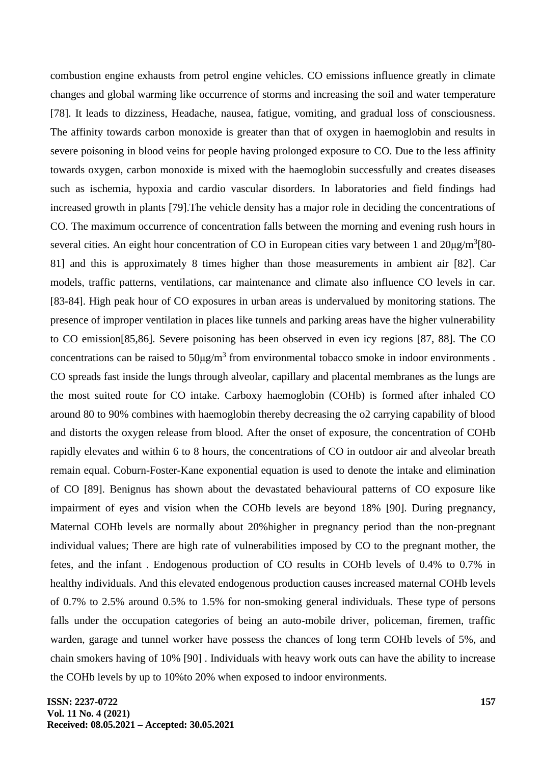combustion engine exhausts from petrol engine vehicles. CO emissions influence greatly in climate changes and global warming like occurrence of storms and increasing the soil and water temperature [78]. It leads to dizziness, Headache, nausea, fatigue, vomiting, and gradual loss of consciousness. The affinity towards carbon monoxide is greater than that of oxygen in haemoglobin and results in severe poisoning in blood veins for people having prolonged exposure to CO. Due to the less affinity towards oxygen, carbon monoxide is mixed with the haemoglobin successfully and creates diseases such as ischemia, hypoxia and cardio vascular disorders. In laboratories and field findings had increased growth in plants [79].The vehicle density has a major role in deciding the concentrations of CO. The maximum occurrence of concentration falls between the morning and evening rush hours in several cities. An eight hour concentration of CO in European cities vary between 1 and 20μg/$m^3$[80-81] and this is approximately 8 times higher than those measurements in ambient air [82]. Car models, traffic patterns, ventilations, car maintenance and climate also influence CO levels in car. [83-84]. High peak hour of CO exposures in urban areas is undervalued by monitoring stations. The presence of improper ventilation in places like tunnels and parking areas have the higher vulnerability to CO emission[85,86]. Severe poisoning has been observed in even icy regions [87, 88]. The CO concentrations can be raised to 50μg/$m^3$ from environmental tobacco smoke in indoor environments . CO spreads fast inside the lungs through alveolar, capillary and placental membranes as the lungs are the most suited route for CO intake. Carboxy haemoglobin (COHb) is formed after inhaled CO around 80 to 90% combines with haemoglobin thereby decreasing the o2 carrying capability of blood and distorts the oxygen release from blood. After the onset of exposure, the concentration of COHb rapidly elevates and within 6 to 8 hours, the concentrations of CO in outdoor air and alveolar breath remain equal. Coburn-Foster-Kane exponential equation is used to denote the intake and elimination of CO [89]. Benignus has shown about the devastated behavioural patterns of CO exposure like impairment of eyes and vision when the COHb levels are beyond 18% [90]. During pregnancy, Maternal COHb levels are normally about 20%higher in pregnancy period than the non-pregnant individual values; There are high rate of vulnerabilities imposed by CO to the pregnant mother, the fetes, and the infant . Endogenous production of CO results in COHb levels of 0.4% to 0.7% in healthy individuals. And this elevated endogenous production causes increased maternal COHb levels of 0.7% to 2.5% around 0.5% to 1.5% for non-smoking general individuals. These type of persons falls under the occupation categories of being an auto-mobile driver, policeman, firemen, traffic warden, garage and tunnel worker have possess the chances of long term COHb levels of 5%, and chain smokers having of 10% [90] . Individuals with heavy work outs can have the ability to increase the COHb levels by up to 10%to 20% when exposed to indoor environments.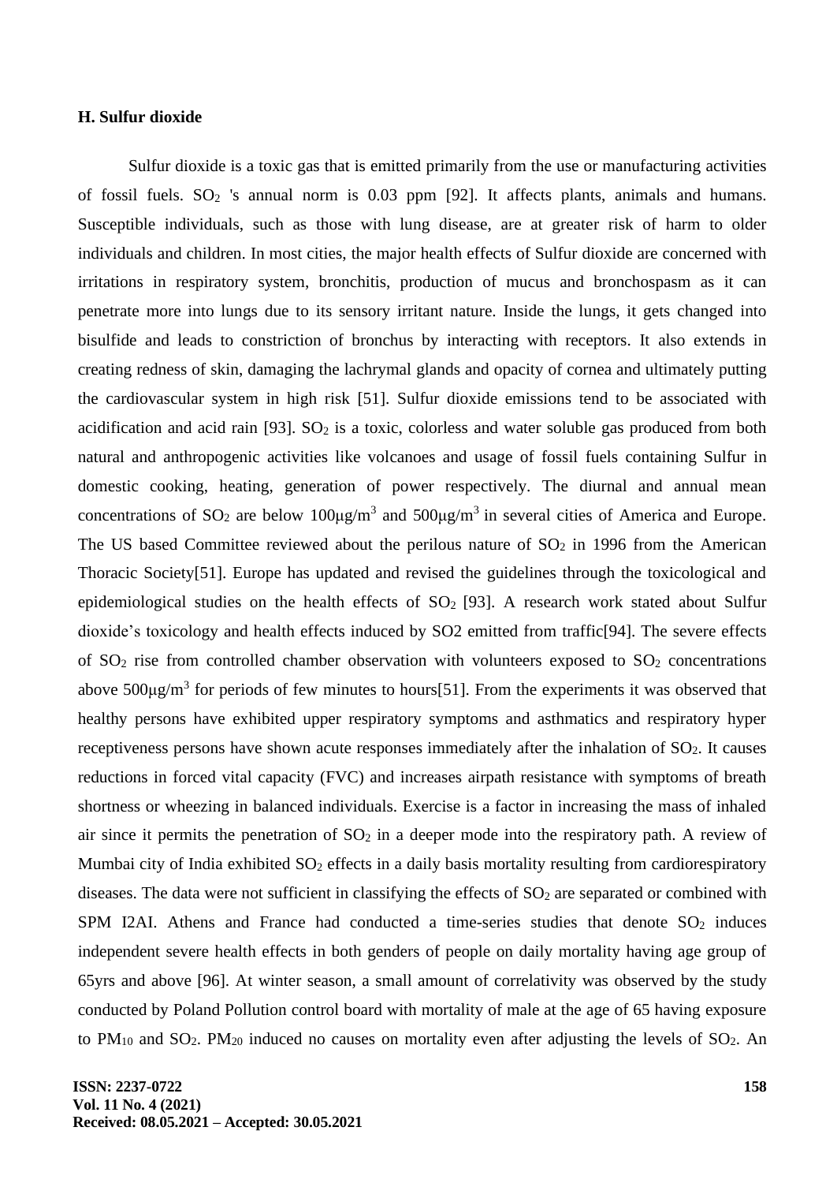#### H. Sulfur dioxide

Sulfur dioxide is a toxic gas that is emitted primarily from the use or manufacturing activities of fossil fuels. $SO_2$ 's annual norm is 0.03 ppm [92]. It affects plants, animals and humans. Susceptible individuals, such as those with lung disease, are at greater risk of harm to older individuals and children. In most cities, the major health effects of Sulfur dioxide are concerned with irritations in respiratory system, bronchitis, production of mucus and bronchospasm as it can penetrate more into lungs due to its sensory irritant nature. Inside the lungs, it gets changed into bisulfide and leads to constriction of bronchus by interacting with receptors. It also extends in creating redness of skin, damaging the lachrymal glands and opacity of cornea and ultimately putting the cardiovascular system in high risk [51]. Sulfur dioxide emissions tend to be associated with acidification and acid rain [93]. $SO_2$ is a toxic, colorless and water soluble gas produced from both natural and anthropogenic activities like volcanoes and usage of fossil fuels containing Sulfur in domestic cooking, heating, generation of power respectively. The diurnal and annual mean concentrations of $SO_2$ are below $100\mu g/m^3$ and $500\mu g/m^3$ in several cities of America and Europe. The US based Committee reviewed about the perilous nature of $SO_2$ in 1996 from the American Thoracic Society[51]. Europe has updated and revised the guidelines through the toxicological and epidemiological studies on the health effects of $SO_2$ [93]. A research work stated about Sulfur dioxide's toxicology and health effects induced by SO2 emitted from traffic[94]. The severe effects of $SO_2$ rise from controlled chamber observation with volunteers exposed to $SO_2$ concentrations above $500\mu g/m^3$ for periods of few minutes to hours[51]. From the experiments it was observed that healthy persons have exhibited upper respiratory symptoms and asthmatics and respiratory hyper receptiveness persons have shown acute responses immediately after the inhalation of $SO_2$. It causes reductions in forced vital capacity (FVC) and increases airpath resistance with symptoms of breath shortness or wheezing in balanced individuals. Exercise is a factor in increasing the mass of inhaled air since it permits the penetration of $SO_2$ in a deeper mode into the respiratory path. A review of Mumbai city of India exhibited $SO_2$ effects in a daily basis mortality resulting from cardiorespiratory diseases. The data were not sufficient in classifying the effects of $SO_2$ are separated or combined with SPM I2AI. Athens and France had conducted a time-series studies that denote $SO_2$ induces independent severe health effects in both genders of people on daily mortality having age group of 65yrs and above [96]. At winter season, a small amount of correlativity was observed by the study conducted by Poland Pollution control board with mortality of male at the age of 65 having exposure to $PM_{10}$ and $SO_2$. $PM_{20}$ induced no causes on mortality even after adjusting the levels of $SO_2$. An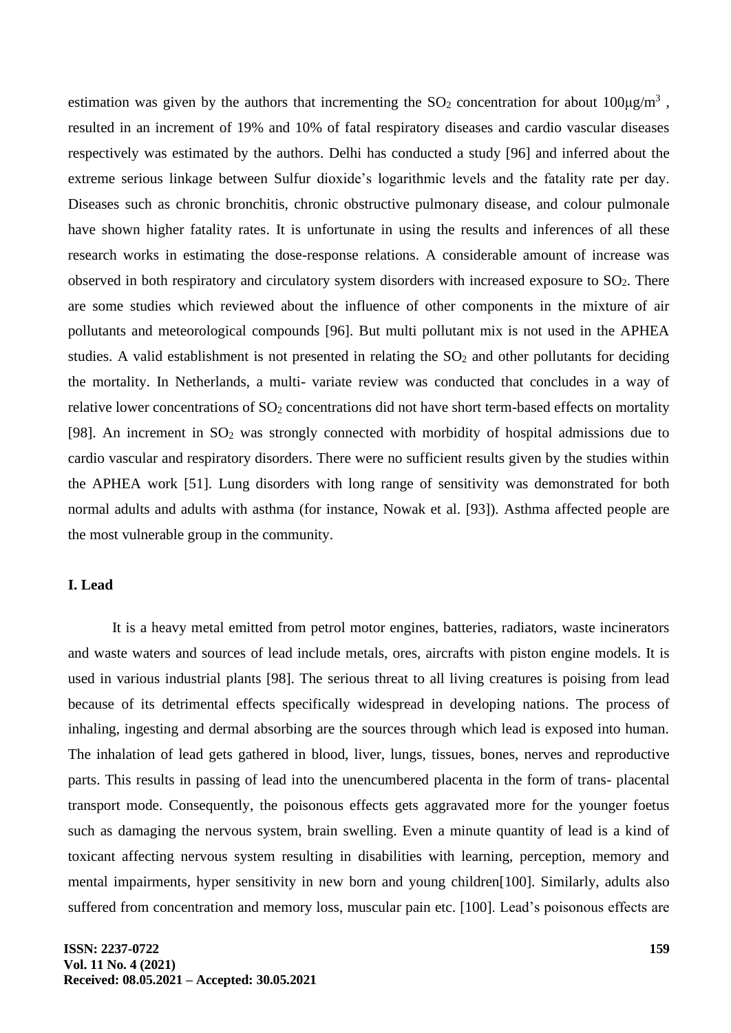estimation was given by the authors that incrementing the $SO_2$ concentration for about $100\mu g/m^3$ , resulted in an increment of 19% and 10% of fatal respiratory diseases and cardio vascular diseases respectively was estimated by the authors. Delhi has conducted a study [96] and inferred about the extreme serious linkage between Sulfur dioxide's logarithmic levels and the fatality rate per day. Diseases such as chronic bronchitis, chronic obstructive pulmonary disease, and colour pulmonale have shown higher fatality rates. It is unfortunate in using the results and inferences of all these research works in estimating the dose-response relations. A considerable amount of increase was observed in both respiratory and circulatory system disorders with increased exposure to $SO_2$. There are some studies which reviewed about the influence of other components in the mixture of air pollutants and meteorological compounds [96]. But multi pollutant mix is not used in the APHEA studies. A valid establishment is not presented in relating the $SO_2$ and other pollutants for deciding the mortality. In Netherlands, a multi- variate review was conducted that concludes in a way of relative lower concentrations of $SO_2$ concentrations did not have short term-based effects on mortality [98]. An increment in $SO_2$ was strongly connected with morbidity of hospital admissions due to cardio vascular and respiratory disorders. There were no sufficient results given by the studies within the APHEA work [51]. Lung disorders with long range of sensitivity was demonstrated for both normal adults and adults with asthma (for instance, Nowak et al. [93]). Asthma affected people are the most vulnerable group in the community.

### I. Lead

It is a heavy metal emitted from petrol motor engines, batteries, radiators, waste incinerators and waste waters and sources of lead include metals, ores, aircrafts with piston engine models. It is used in various industrial plants [98]. The serious threat to all living creatures is poising from lead because of its detrimental effects specifically widespread in developing nations. The process of inhaling, ingesting and dermal absorbing are the sources through which lead is exposed into human. The inhalation of lead gets gathered in blood, liver, lungs, tissues, bones, nerves and reproductive parts. This results in passing of lead into the unencumbered placenta in the form of trans- placental transport mode. Consequently, the poisonous effects gets aggravated more for the younger foetus such as damaging the nervous system, brain swelling. Even a minute quantity of lead is a kind of toxicant affecting nervous system resulting in disabilities with learning, perception, memory and mental impairments, hyper sensitivity in new born and young children[100]. Similarly, adults also suffered from concentration and memory loss, muscular pain etc. [100]. Lead's poisonous effects are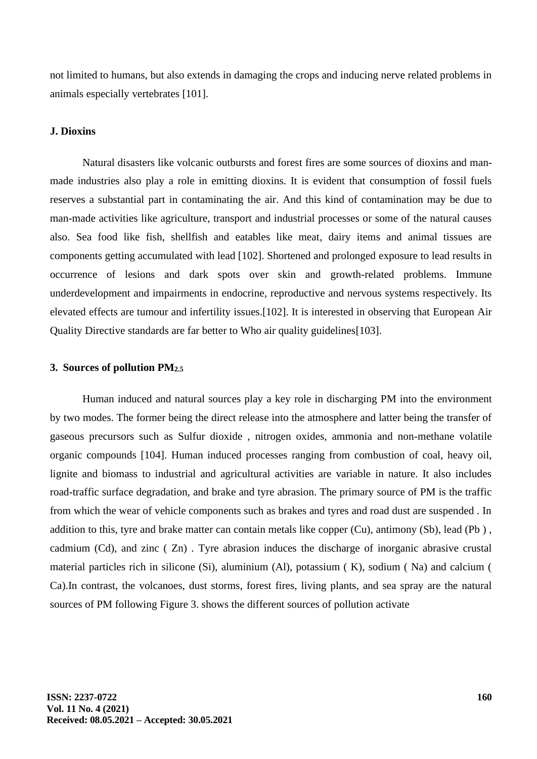not limited to humans, but also extends in damaging the crops and inducing nerve related problems in animals especially vertebrates [101].

### J. Dioxins

Natural disasters like volcanic outbursts and forest fires are some sources of dioxins and man-made industries also play a role in emitting dioxins. It is evident that consumption of fossil fuels reserves a substantial part in contaminating the air. And this kind of contamination may be due to man-made activities like agriculture, transport and industrial processes or some of the natural causes also. Sea food like fish, shellfish and eatables like meat, dairy items and animal tissues are components getting accumulated with lead [102]. Shortened and prolonged exposure to lead results in occurrence of lesions and dark spots over skin and growth-related problems. Immune underdevelopment and impairments in endocrine, reproductive and nervous systems respectively. Its elevated effects are tumour and infertility issues.[102]. It is interested in observing that European Air Quality Directive standards are far better to Who air quality guidelines[103].

## 3. Sources of pollution $PM_{2.5}$

Human induced and natural sources play a key role in discharging PM into the environment by two modes. The former being the direct release into the atmosphere and latter being the transfer of gaseous precursors such as Sulfur dioxide , nitrogen oxides, ammonia and non-methane volatile organic compounds [104]. Human induced processes ranging from combustion of coal, heavy oil, lignite and biomass to industrial and agricultural activities are variable in nature. It also includes road-traffic surface degradation, and brake and tyre abrasion. The primary source of PM is the traffic from which the wear of vehicle components such as brakes and tyres and road dust are suspended . In addition to this, tyre and brake matter can contain metals like copper (Cu), antimony (Sb), lead (Pb ) , cadmium (Cd), and zinc ( Zn) . Tyre abrasion induces the discharge of inorganic abrasive crustal material particles rich in silicone (Si), aluminium (Al), potassium ( K), sodium ( Na) and calcium ( Ca).In contrast, the volcanoes, dust storms, forest fires, living plants, and sea spray are the natural sources of PM following Figure 3. shows the different sources of pollution activate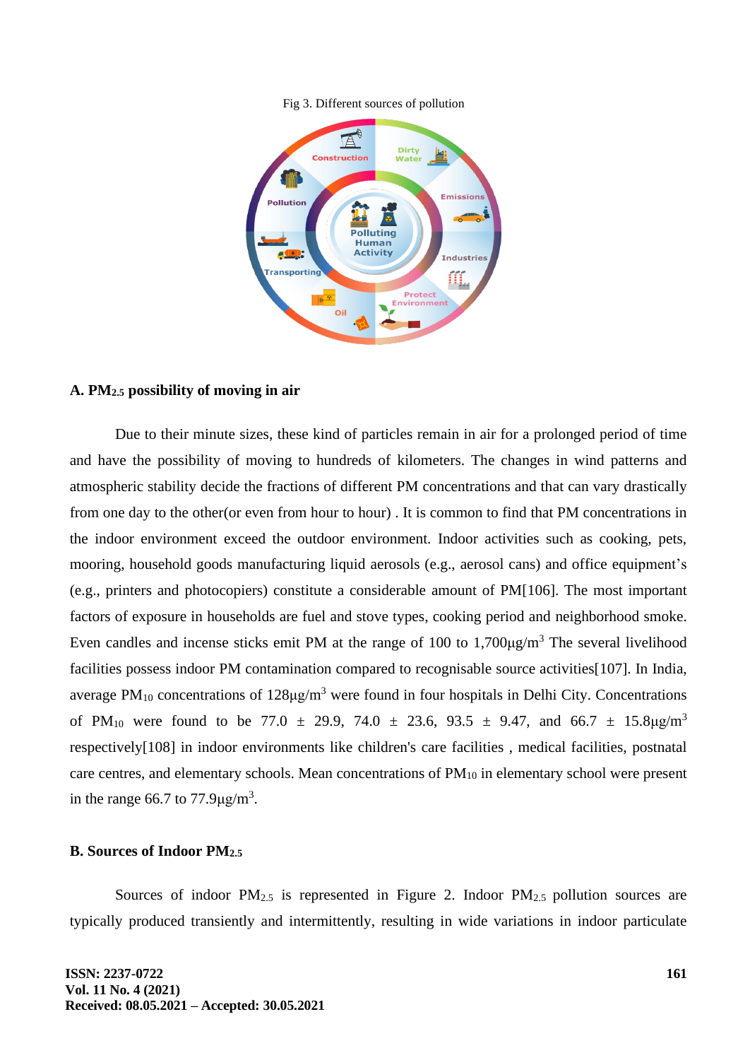Fig 3. Different sources of pollution

### A. $PM_{2.5}$ possibility of moving in air

Due to their minute sizes, these kind of particles remain in air for a prolonged period of time and have the possibility of moving to hundreds of kilometers. The changes in wind patterns and atmospheric stability decide the fractions of different PM concentrations and that can vary drastically from one day to the other(or even from hour to hour) . It is common to find that PM concentrations in the indoor environment exceed the outdoor environment. Indoor activities such as cooking, pets, mooring, household goods manufacturing liquid aerosols (e.g., aerosol cans) and office equipment's (e.g., printers and photocopiers) constitute a considerable amount of PM[106]. The most important factors of exposure in households are fuel and stove types, cooking period and neighborhood smoke. Even candles and incense sticks emit PM at the range of 100 to 1,700$\mu g/m^3$ The several livelihood facilities possess indoor PM contamination compared to recognisable source activities[107]. In India, average $PM_{10}$ concentrations of 128$\mu g/m^3$ were found in four hospitals in Delhi City. Concentrations of $PM_{10}$ were found to be 77.0 ± 29.9, 74.0 ± 23.6, 93.5 ± 9.47, and 66.7 ± 15.8$\mu g/m^3$ respectively[108] in indoor environments like children's care facilities , medical facilities, postnatal care centres, and elementary schools. Mean concentrations of $PM_{10}$ in elementary school were present in the range 66.7 to 77.9$\mu g/m^3$.

### B. Sources of Indoor $PM_{2.5}$

Sources of indoor $PM_{2.5}$ is represented in Figure 2. Indoor $PM_{2.5}$ pollution sources are typically produced transiently and intermittently, resulting in wide variations in indoor particulate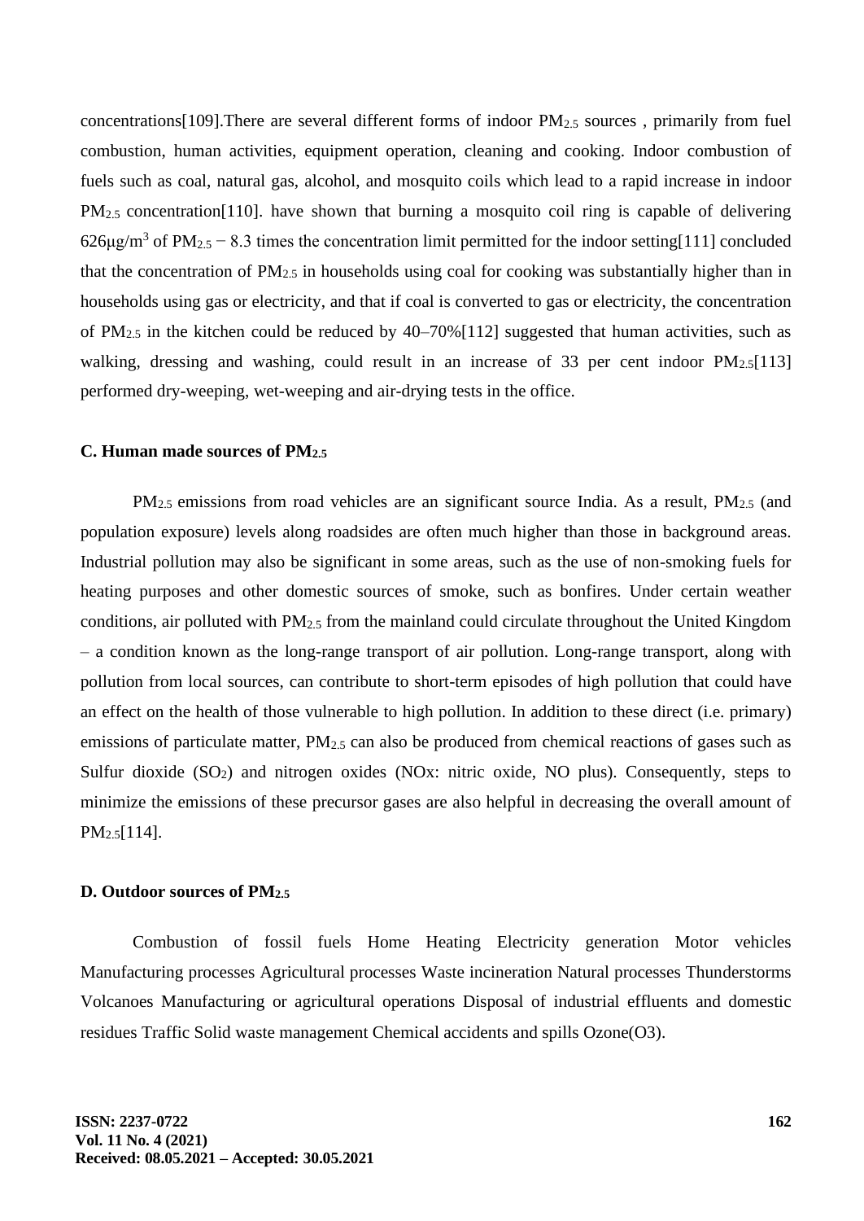concentrations[109].There are several different forms of indoor $PM_{2.5}$ sources , primarily from fuel combustion, human activities, equipment operation, cleaning and cooking. Indoor combustion of fuels such as coal, natural gas, alcohol, and mosquito coils which lead to a rapid increase in indoor $PM_{2.5}$ concentration[110]. have shown that burning a mosquito coil ring is capable of delivering 626μg/m$^3$ of $PM_{2.5}$ − 8.3 times the concentration limit permitted for the indoor setting[111] concluded that the concentration of $PM_{2.5}$ in households using coal for cooking was substantially higher than in households using gas or electricity, and that if coal is converted to gas or electricity, the concentration of $PM_{2.5}$ in the kitchen could be reduced by 40–70%[112] suggested that human activities, such as walking, dressing and washing, could result in an increase of 33 per cent indoor $PM_{2.5}$[113] performed dry-weeping, wet-weeping and air-drying tests in the office.

### C. Human made sources of $PM_{2.5}$

$PM_{2.5}$ emissions from road vehicles are an significant source India. As a result, $PM_{2.5}$ (and population exposure) levels along roadsides are often much higher than those in background areas. Industrial pollution may also be significant in some areas, such as the use of non-smoking fuels for heating purposes and other domestic sources of smoke, such as bonfires. Under certain weather conditions, air polluted with $PM_{2.5}$ from the mainland could circulate throughout the United Kingdom – a condition known as the long-range transport of air pollution. Long-range transport, along with pollution from local sources, can contribute to short-term episodes of high pollution that could have an effect on the health of those vulnerable to high pollution. In addition to these direct (i.e. primary) emissions of particulate matter, $PM_{2.5}$ can also be produced from chemical reactions of gases such as Sulfur dioxide ($SO_2$) and nitrogen oxides (NOx: nitric oxide, NO plus). Consequently, steps to minimize the emissions of these precursor gases are also helpful in decreasing the overall amount of $PM_{2.5}$[114].

### D. Outdoor sources of $PM_{2.5}$

Combustion of fossil fuels Home Heating Electricity generation Motor vehicles Manufacturing processes Agricultural processes Waste incineration Natural processes Thunderstorms Volcanoes Manufacturing or agricultural operations Disposal of industrial effluents and domestic residues Traffic Solid waste management Chemical accidents and spills Ozone($O_3$).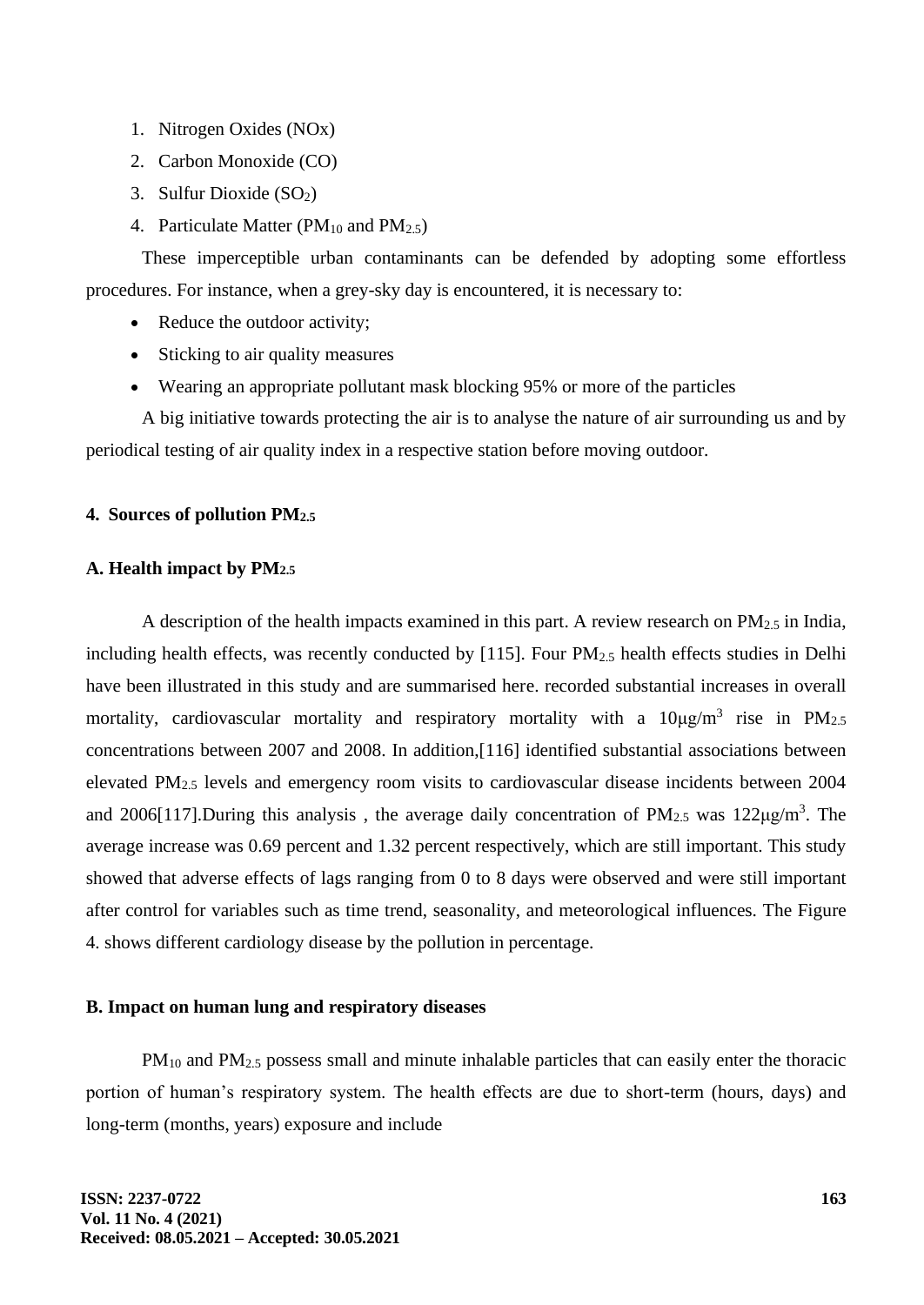1. Nitrogen Oxides (NOx)
2. Carbon Monoxide (CO)
3. Sulfur Dioxide ($SO_2$)
4. Particulate Matter ($PM_{10}$ and $PM_{2.5}$)

These imperceptible urban contaminants can be defended by adopting some effortless procedures. For instance, when a grey-sky day is encountered, it is necessary to:

- Reduce the outdoor activity;
- Sticking to air quality measures
- Wearing an appropriate pollutant mask blocking 95% or more of the particles

A big initiative towards protecting the air is to analyse the nature of air surrounding us and by periodical testing of air quality index in a respective station before moving outdoor.

## 4. Sources of pollution $PM_{2.5}$

### A. Health impact by $PM_{2.5}$

A description of the health impacts examined in this part. A review research on $PM_{2.5}$ in India, including health effects, was recently conducted by [115]. Four $PM_{2.5}$ health effects studies in Delhi have been illustrated in this study and are summarised here. recorded substantial increases in overall mortality, cardiovascular mortality and respiratory mortality with a $10\mu g/m^3$ rise in $PM_{2.5}$ concentrations between 2007 and 2008. In addition,[116] identified substantial associations between elevated $PM_{2.5}$ levels and emergency room visits to cardiovascular disease incidents between 2004 and 2006[117].During this analysis , the average daily concentration of $PM_{2.5}$ was $122\mu g/m^3$. The average increase was 0.69 percent and 1.32 percent respectively, which are still important. This study showed that adverse effects of lags ranging from 0 to 8 days were observed and were still important after control for variables such as time trend, seasonality, and meteorological influences. The Figure 4. shows different cardiology disease by the pollution in percentage.

### B. Impact on human lung and respiratory diseases

$PM_{10}$ and $PM_{2.5}$ possess small and minute inhalable particles that can easily enter the thoracic portion of human's respiratory system. The health effects are due to short-term (hours, days) and long-term (months, years) exposure and include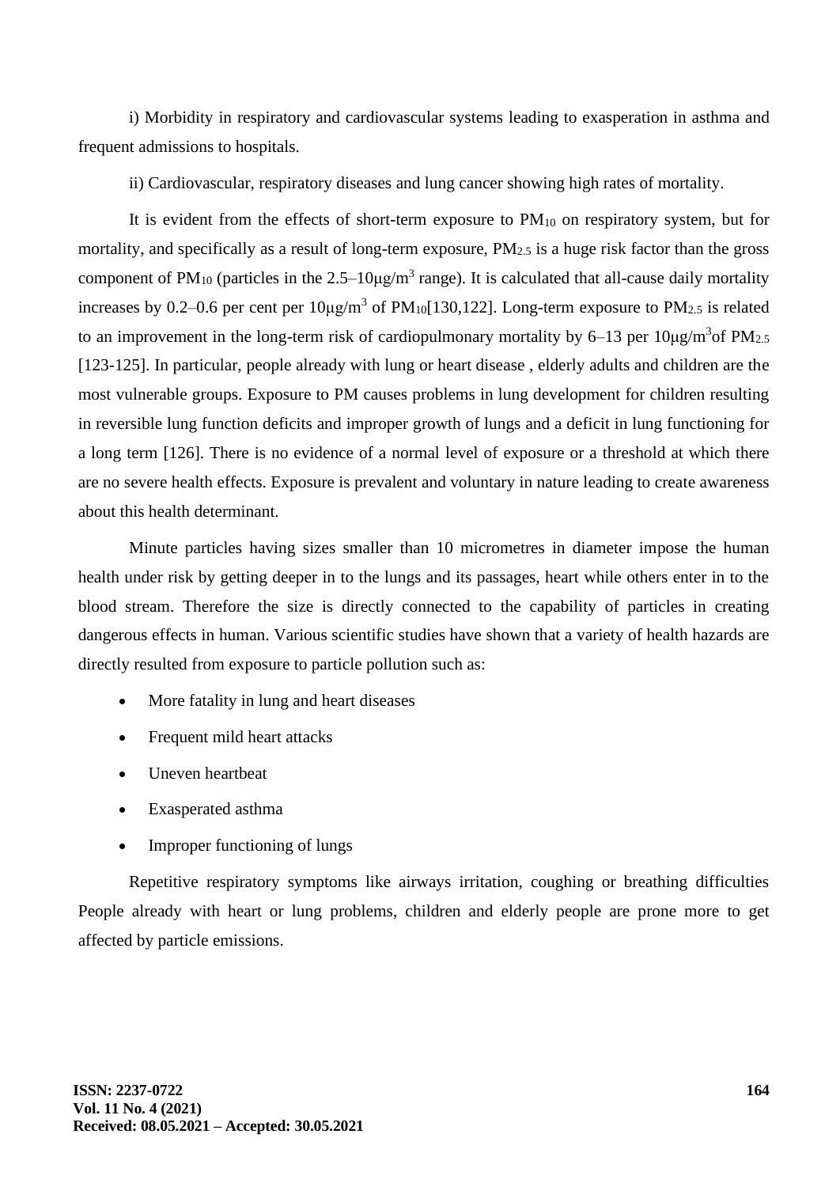i) Morbidity in respiratory and cardiovascular systems leading to exasperation in asthma and frequent admissions to hospitals.

ii) Cardiovascular, respiratory diseases and lung cancer showing high rates of mortality.

It is evident from the effects of short-term exposure to $PM_{10}$ on respiratory system, but for mortality, and specifically as a result of long-term exposure, $PM_{2.5}$ is a huge risk factor than the gross component of $PM_{10}$ (particles in the 2.5–10μg/$m^3$ range). It is calculated that all-cause daily mortality increases by 0.2–0.6 per cent per 10μg/$m^3$ of $PM_{10}$[130,122]. Long-term exposure to $PM_{2.5}$ is related to an improvement in the long-term risk of cardiopulmonary mortality by 6–13 per 10μg/$m^3$of $PM_{2.5}$ [123-125]. In particular, people already with lung or heart disease , elderly adults and children are the most vulnerable groups. Exposure to PM causes problems in lung development for children resulting in reversible lung function deficits and improper growth of lungs and a deficit in lung functioning for a long term [126]. There is no evidence of a normal level of exposure or a threshold at which there are no severe health effects. Exposure is prevalent and voluntary in nature leading to create awareness about this health determinant.

Minute particles having sizes smaller than 10 micrometres in diameter impose the human health under risk by getting deeper in to the lungs and its passages, heart while others enter in to the blood stream. Therefore the size is directly connected to the capability of particles in creating dangerous effects in human. Various scientific studies have shown that a variety of health hazards are directly resulted from exposure to particle pollution such as:

- More fatality in lung and heart diseases
- Frequent mild heart attacks
- Uneven heartbeat
- Exasperated asthma
- Improper functioning of lungs

Repetitive respiratory symptoms like airways irritation, coughing or breathing difficulties People already with heart or lung problems, children and elderly people are prone more to get affected by particle emissions.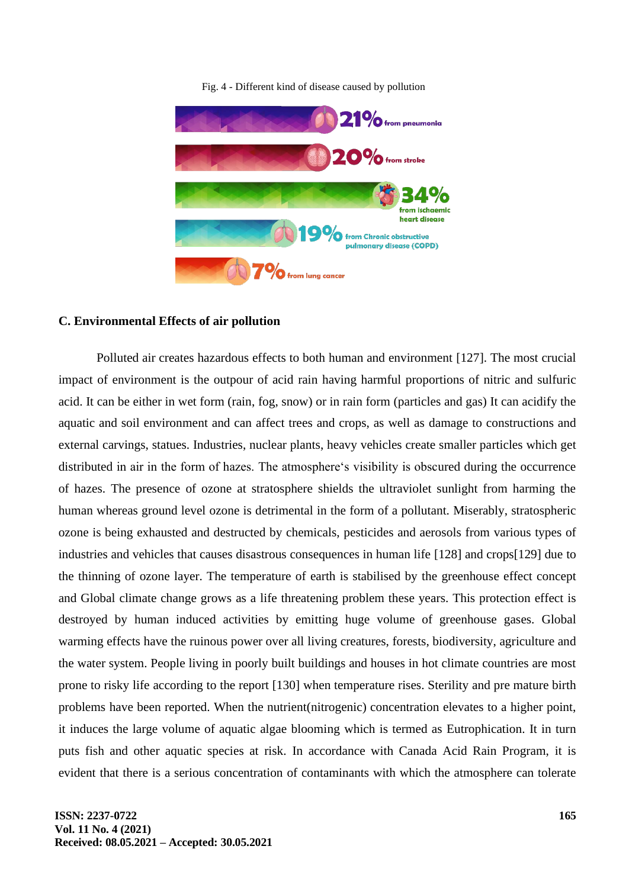Fig. 4 - Different kind of disease caused by pollution

21% from pneumonia

20% from stroke

34% from ischaemic heart disease

19% from Chronic obstructive pulmonary disease (COPD)

7% from lung cancer

### C. Environmental Effects of air pollution

Polluted air creates hazardous effects to both human and environment [127]. The most crucial impact of environment is the outpour of acid rain having harmful proportions of nitric and sulfuric acid. It can be either in wet form (rain, fog, snow) or in rain form (particles and gas) It can acidify the aquatic and soil environment and can affect trees and crops, as well as damage to constructions and external carvings, statues. Industries, nuclear plants, heavy vehicles create smaller particles which get distributed in air in the form of hazes. The atmosphere‘s visibility is obscured during the occurrence of hazes. The presence of ozone at stratosphere shields the ultraviolet sunlight from harming the human whereas ground level ozone is detrimental in the form of a pollutant. Miserably, stratospheric ozone is being exhausted and destructed by chemicals, pesticides and aerosols from various types of industries and vehicles that causes disastrous consequences in human life [128] and crops[129] due to the thinning of ozone layer. The temperature of earth is stabilised by the greenhouse effect concept and Global climate change grows as a life threatening problem these years. This protection effect is destroyed by human induced activities by emitting huge volume of greenhouse gases. Global warming effects have the ruinous power over all living creatures, forests, biodiversity, agriculture and the water system. People living in poorly built buildings and houses in hot climate countries are most prone to risky life according to the report [130] when temperature rises. Sterility and pre mature birth problems have been reported. When the nutrient(nitrogenic) concentration elevates to a higher point, it induces the large volume of aquatic algae blooming which is termed as Eutrophication. It in turn puts fish and other aquatic species at risk. In accordance with Canada Acid Rain Program, it is evident that there is a serious concentration of contaminants with which the atmosphere can tolerate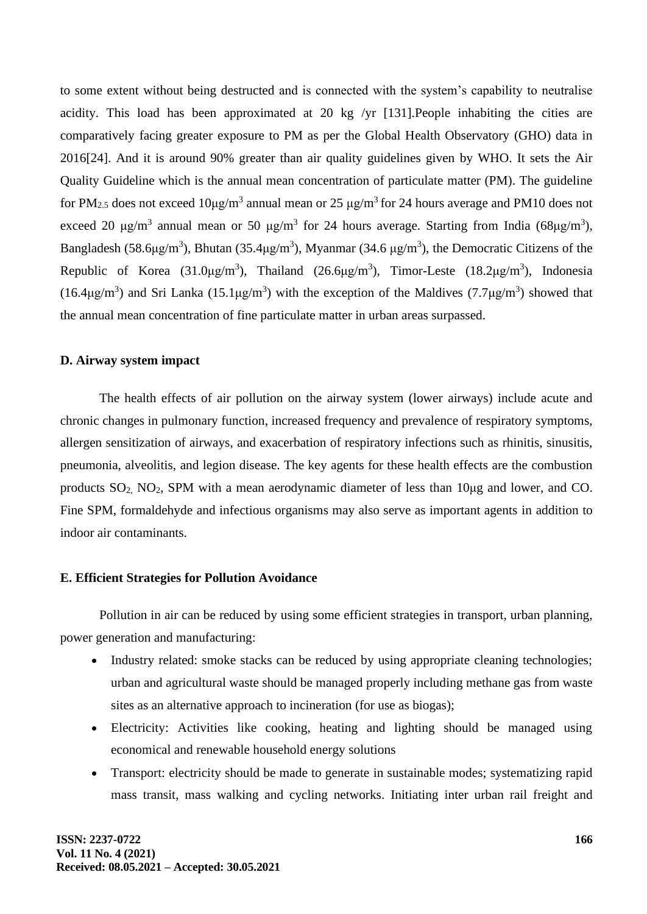to some extent without being destructed and is connected with the system's capability to neutralise acidity. This load has been approximated at 20 kg /yr [131].People inhabiting the cities are comparatively facing greater exposure to PM as per the Global Health Observatory (GHO) data in 2016[24]. And it is around 90% greater than air quality guidelines given by WHO. It sets the Air Quality Guideline which is the annual mean concentration of particulate matter (PM). The guideline for $PM_{2.5}$ does not exceed 10μg/m$^3$ annual mean or 25 μg/m$^3$ for 24 hours average and PM10 does not exceed 20 μg/m$^3$ annual mean or 50 μg/m$^3$ for 24 hours average. Starting from India (68μg/m$^3$), Bangladesh (58.6μg/m$^3$), Bhutan (35.4μg/m$^3$), Myanmar (34.6 μg/m$^3$), the Democratic Citizens of the Republic of Korea (31.0μg/m$^3$), Thailand (26.6μg/m$^3$), Timor-Leste (18.2μg/m$^3$), Indonesia (16.4μg/m$^3$) and Sri Lanka (15.1μg/m$^3$) with the exception of the Maldives (7.7μg/m$^3$) showed that the annual mean concentration of fine particulate matter in urban areas surpassed.

**D. Airway system impact**

The health effects of air pollution on the airway system (lower airways) include acute and chronic changes in pulmonary function, increased frequency and prevalence of respiratory symptoms, allergen sensitization of airways, and exacerbation of respiratory infections such as rhinitis, sinusitis, pneumonia, alveolitis, and legion disease. The key agents for these health effects are the combustion products $SO_2$, $NO_2$, SPM with a mean aerodynamic diameter of less than 10μg and lower, and CO. Fine SPM, formaldehyde and infectious organisms may also serve as important agents in addition to indoor air contaminants.

**E. Efficient Strategies for Pollution Avoidance**

Pollution in air can be reduced by using some efficient strategies in transport, urban planning, power generation and manufacturing:

- Industry related: smoke stacks can be reduced by using appropriate cleaning technologies; urban and agricultural waste should be managed properly including methane gas from waste sites as an alternative approach to incineration (for use as biogas);
- Electricity: Activities like cooking, heating and lighting should be managed using economical and renewable household energy solutions
- Transport: electricity should be made to generate in sustainable modes; systematizing rapid mass transit, mass walking and cycling networks. Initiating inter urban rail freight and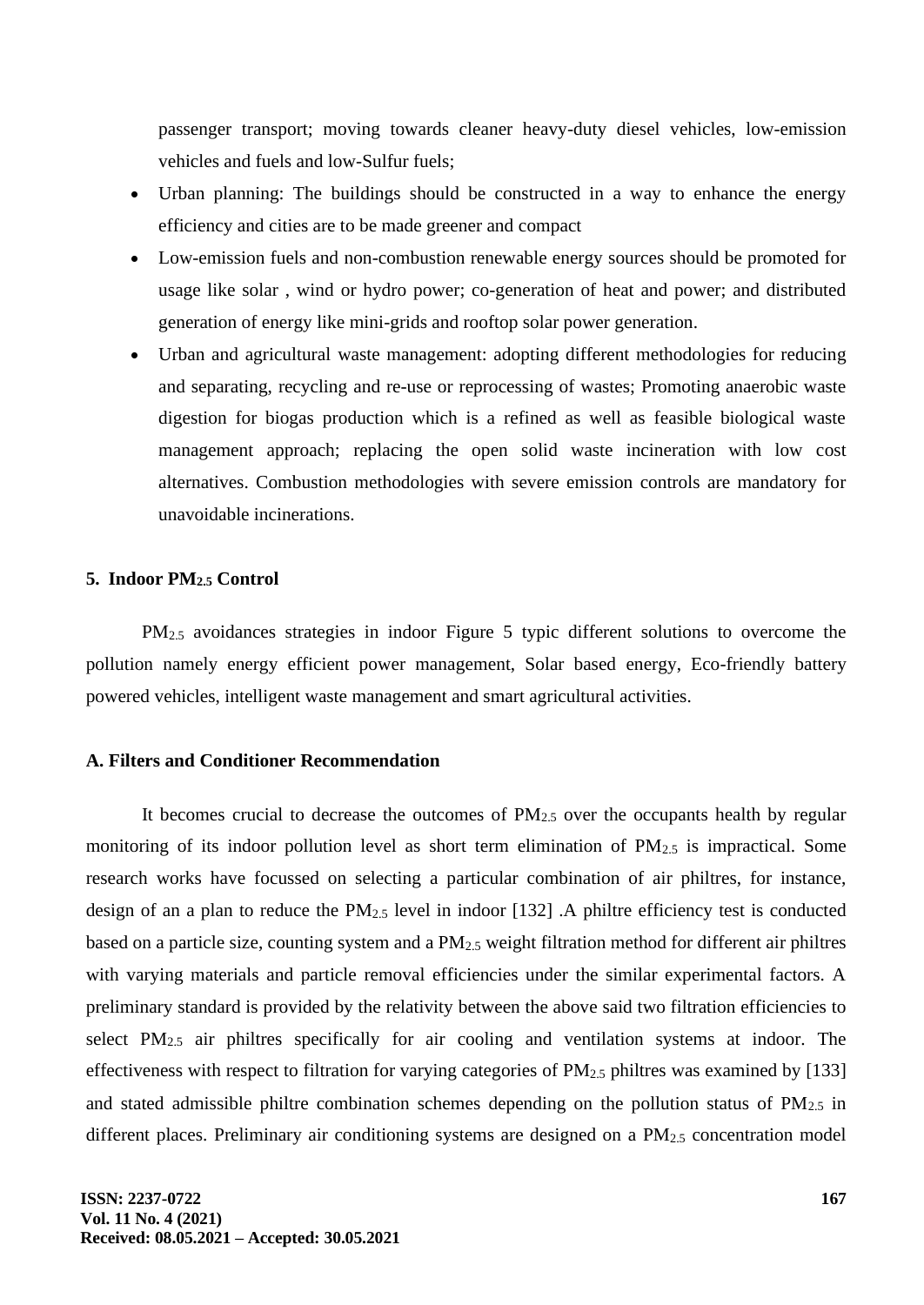passenger transport; moving towards cleaner heavy-duty diesel vehicles, low-emission vehicles and fuels and low-Sulfur fuels;

- Urban planning: The buildings should be constructed in a way to enhance the energy efficiency and cities are to be made greener and compact
- Low-emission fuels and non-combustion renewable energy sources should be promoted for usage like solar , wind or hydro power; co-generation of heat and power; and distributed generation of energy like mini-grids and rooftop solar power generation.
- Urban and agricultural waste management: adopting different methodologies for reducing and separating, recycling and re-use or reprocessing of wastes; Promoting anaerobic waste digestion for biogas production which is a refined as well as feasible biological waste management approach; replacing the open solid waste incineration with low cost alternatives. Combustion methodologies with severe emission controls are mandatory for unavoidable incinerations.

## 5. Indoor $PM_{2.5}$ Control

$PM_{2.5}$ avoidances strategies in indoor Figure 5 typic different solutions to overcome the pollution namely energy efficient power management, Solar based energy, Eco-friendly battery powered vehicles, intelligent waste management and smart agricultural activities.

### A. Filters and Conditioner Recommendation

It becomes crucial to decrease the outcomes of $PM_{2.5}$ over the occupants health by regular monitoring of its indoor pollution level as short term elimination of $PM_{2.5}$ is impractical. Some research works have focussed on selecting a particular combination of air philtres, for instance, design of an a plan to reduce the $PM_{2.5}$ level in indoor [132] .A philtre efficiency test is conducted based on a particle size, counting system and a $PM_{2.5}$ weight filtration method for different air philtres with varying materials and particle removal efficiencies under the similar experimental factors. A preliminary standard is provided by the relativity between the above said two filtration efficiencies to select $PM_{2.5}$ air philtres specifically for air cooling and ventilation systems at indoor. The effectiveness with respect to filtration for varying categories of $PM_{2.5}$ philtres was examined by [133] and stated admissible philtre combination schemes depending on the pollution status of $PM_{2.5}$ in different places. Preliminary air conditioning systems are designed on a $PM_{2.5}$ concentration model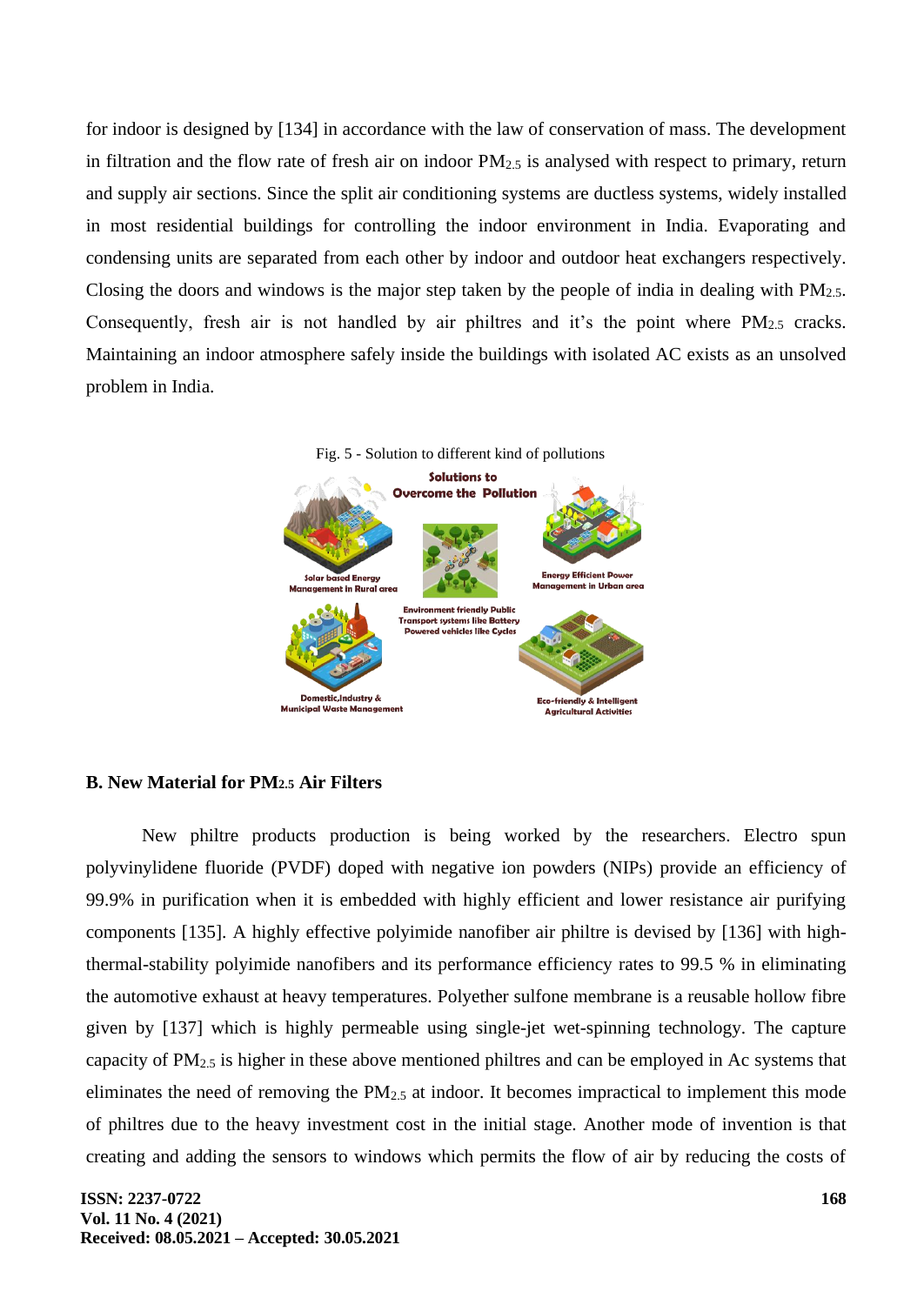for indoor is designed by [134] in accordance with the law of conservation of mass. The development in filtration and the flow rate of fresh air on indoor $PM_{2.5}$ is analysed with respect to primary, return and supply air sections. Since the split air conditioning systems are ductless systems, widely installed in most residential buildings for controlling the indoor environment in India. Evaporating and condensing units are separated from each other by indoor and outdoor heat exchangers respectively. Closing the doors and windows is the major step taken by the people of india in dealing with $PM_{2.5}$. Consequently, fresh air is not handled by air philtres and it's the point where $PM_{2.5}$ cracks. Maintaining an indoor atmosphere safely inside the buildings with isolated AC exists as an unsolved problem in India.

Fig. 5 - Solution to different kind of pollutions

## B. New Material for $PM_{2.5}$ Air Filters

New philtre products production is being worked by the researchers. Electro spun polyvinylidene fluoride (PVDF) doped with negative ion powders (NIPs) provide an efficiency of 99.9% in purification when it is embedded with highly efficient and lower resistance air purifying components [135]. A highly effective polyimide nanofiber air philtre is devised by [136] with high-thermal-stability polyimide nanofibers and its performance efficiency rates to 99.5 % in eliminating the automotive exhaust at heavy temperatures. Polyether sulfone membrane is a reusable hollow fibre given by [137] which is highly permeable using single-jet wet-spinning technology. The capture capacity of $PM_{2.5}$ is higher in these above mentioned philtres and can be employed in Ac systems that eliminates the need of removing the $PM_{2.5}$ at indoor. It becomes impractical to implement this mode of philtres due to the heavy investment cost in the initial stage. Another mode of invention is that creating and adding the sensors to windows which permits the flow of air by reducing the costs of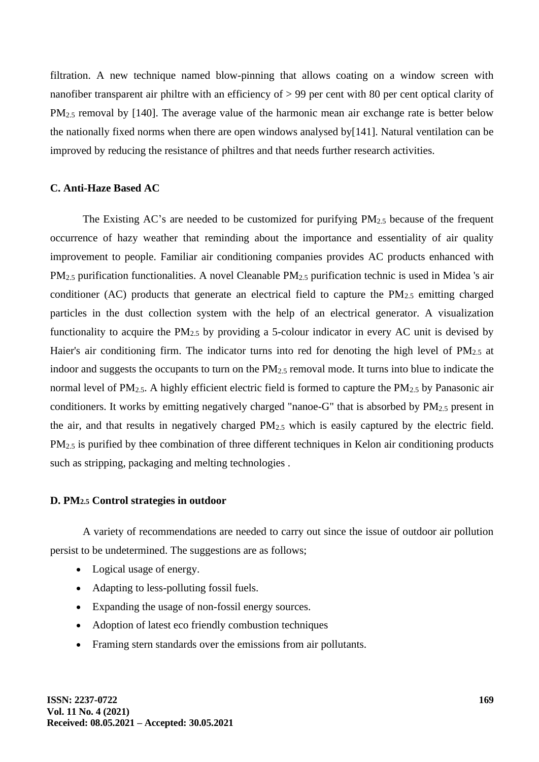filtration. A new technique named blow-pinning that allows coating on a window screen with nanofiber transparent air philtre with an efficiency of > 99 per cent with 80 per cent optical clarity of $PM_{2.5}$ removal by [140]. The average value of the harmonic mean air exchange rate is better below the nationally fixed norms when there are open windows analysed by[141]. Natural ventilation can be improved by reducing the resistance of philtres and that needs further research activities.

### C. Anti-Haze Based AC

The Existing AC's are needed to be customized for purifying $PM_{2.5}$ because of the frequent occurrence of hazy weather that reminding about the importance and essentiality of air quality improvement to people. Familiar air conditioning companies provides AC products enhanced with $PM_{2.5}$ purification functionalities. A novel Cleanable $PM_{2.5}$ purification technic is used in Midea 's air conditioner (AC) products that generate an electrical field to capture the $PM_{2.5}$ emitting charged particles in the dust collection system with the help of an electrical generator. A visualization functionality to acquire the $PM_{2.5}$ by providing a 5-colour indicator in every AC unit is devised by Haier's air conditioning firm. The indicator turns into red for denoting the high level of $PM_{2.5}$ at indoor and suggests the occupants to turn on the $PM_{2.5}$ removal mode. It turns into blue to indicate the normal level of $PM_{2.5}$. A highly efficient electric field is formed to capture the $PM_{2.5}$ by Panasonic air conditioners. It works by emitting negatively charged "nanoe-G" that is absorbed by $PM_{2.5}$ present in the air, and that results in negatively charged $PM_{2.5}$ which is easily captured by the electric field. $PM_{2.5}$ is purified by thee combination of three different techniques in Kelon air conditioning products such as stripping, packaging and melting technologies .

### D. $PM_{2.5}$ Control strategies in outdoor

A variety of recommendations are needed to carry out since the issue of outdoor air pollution persist to be undetermined. The suggestions are as follows;

- Logical usage of energy.
- Adapting to less-polluting fossil fuels.
- Expanding the usage of non-fossil energy sources.
- Adoption of latest eco friendly combustion techniques
- Framing stern standards over the emissions from air pollutants.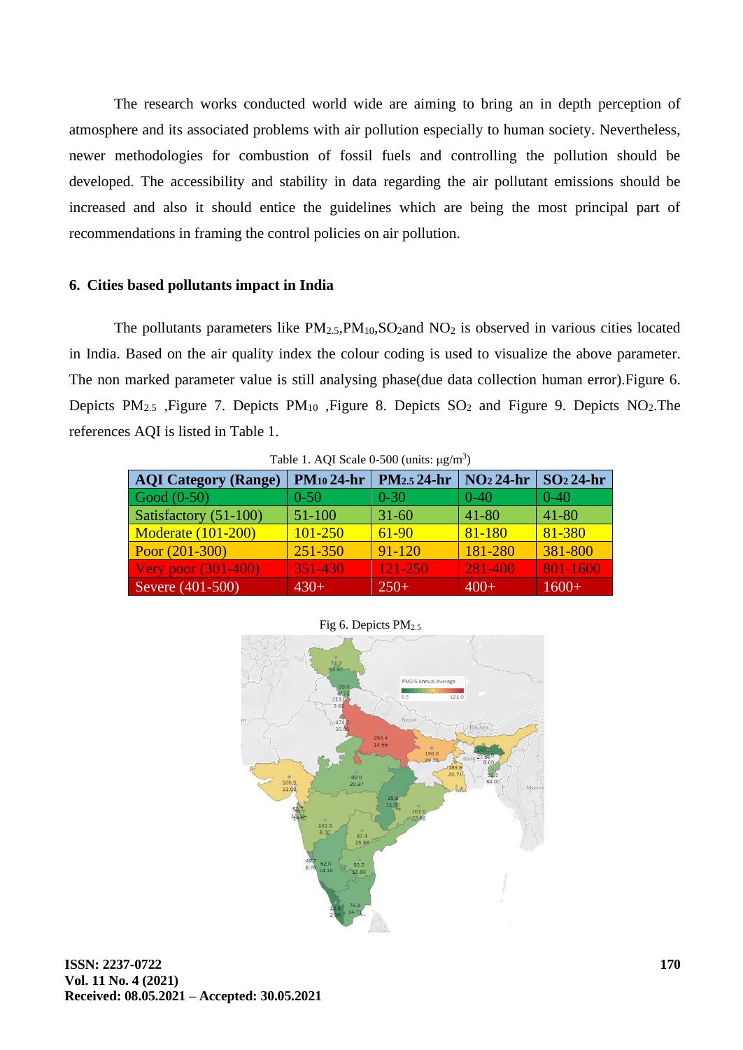The research works conducted world wide are aiming to bring an in depth perception of atmosphere and its associated problems with air pollution especially to human society. Nevertheless, newer methodologies for combustion of fossil fuels and controlling the pollution should be developed. The accessibility and stability in data regarding the air pollutant emissions should be increased and also it should entice the guidelines which are being the most principal part of recommendations in framing the control policies on air pollution.

## 6. Cities based pollutants impact in India

The pollutants parameters like $PM_{2.5}$,$PM_{10}$,$SO_2$and $NO_2$ is observed in various cities located in India. Based on the air quality index the colour coding is used to visualize the above parameter. The non marked parameter value is still analysing phase(due data collection human error).Figure 6. Depicts $PM_{2.5}$ ,Figure 7. Depicts $PM_{10}$ ,Figure 8. Depicts $SO_2$ and Figure 9. Depicts $NO_2$.The references AQI is listed in Table 1.

Table 1. AQI Scale 0-500 (units: μg/m$^3$)

| AQI Category (Range) | $PM_{10}$ 24-hr | $PM_{2.5}$ 24-hr | $NO_2$ 24-hr | $SO_2$ 24-hr |
|---|---|---|---|---|
| Good (0-50) | 0-50 | 0-30 | 0-40 | 0-40 |
| Satisfactory (51-100) | 51-100 | 31-60 | 41-80 | 41-80 |
| Moderate (101-200) | 101-250 | 61-90 | 81-180 | 81-380 |
| Poor (201-300) | 251-350 | 91-120 | 181-280 | 381-800 |
| Very poor (301-400) | 351-430 | 121-250 | 281-400 | 801-1600 |
| Severe (401-500) | 430+ | 250+ | 400+ | 1600+ |

Fig 6. Depicts $PM_{2.5}$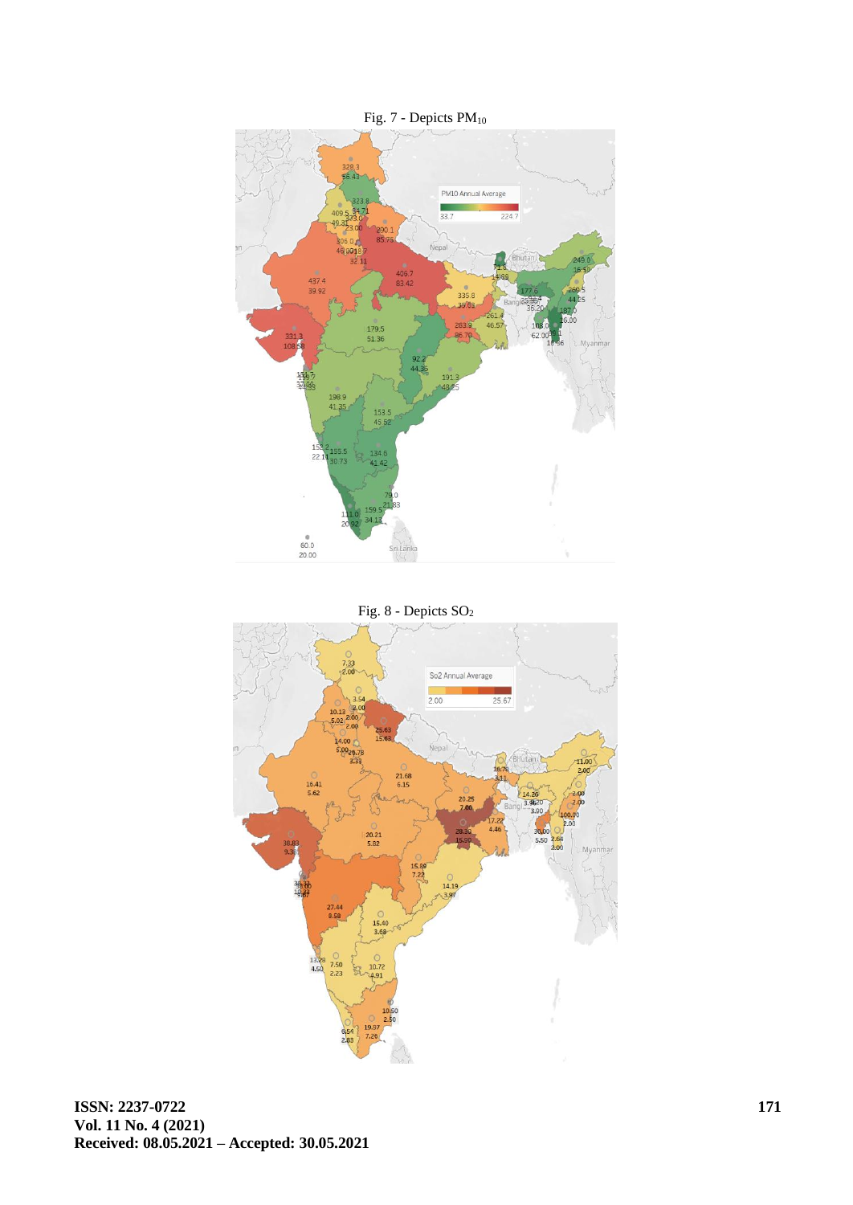Fig. 7 - Depicts $PM_{10}$

Fig. 8 - Depicts $SO_2$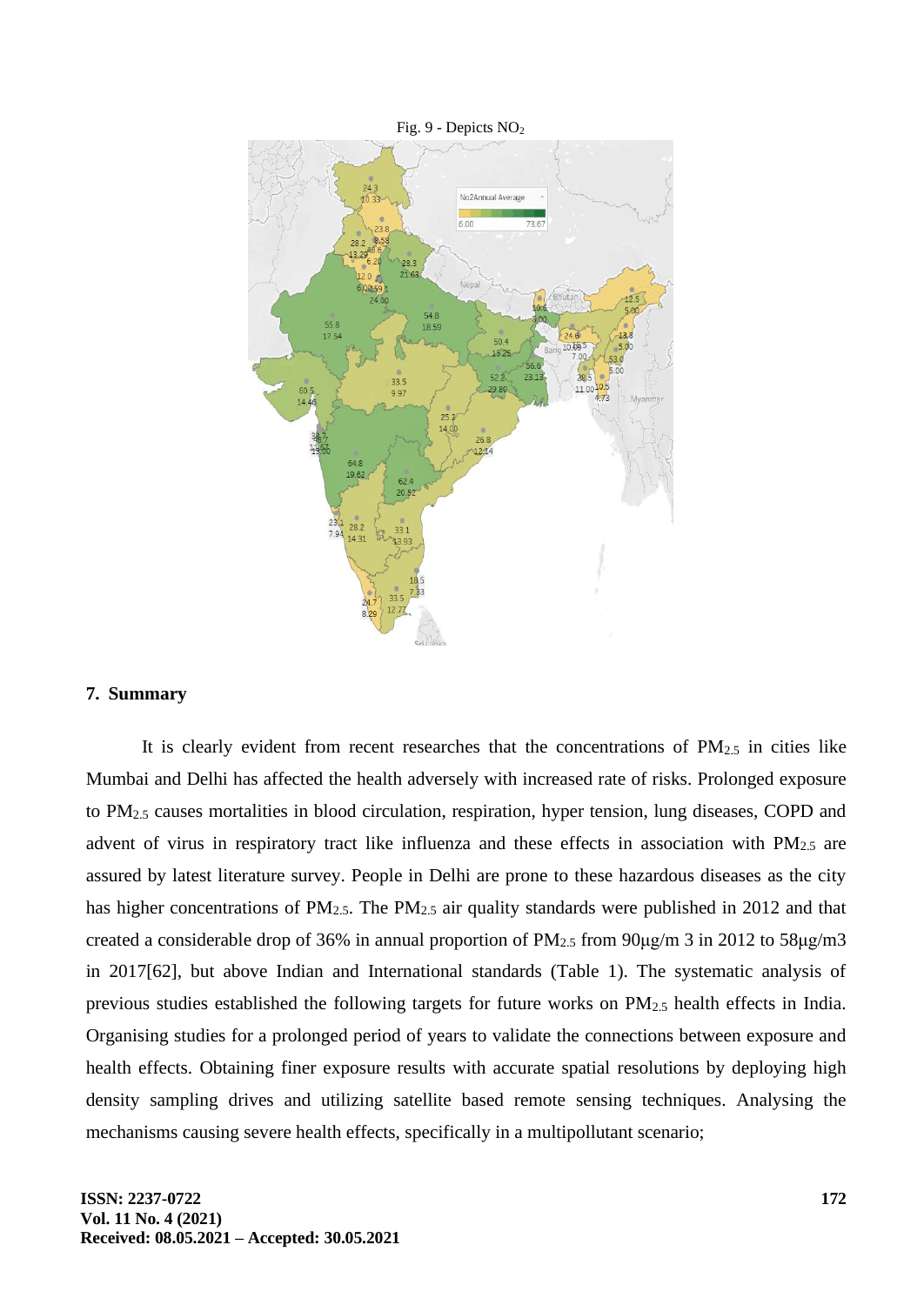Fig. 9 - Depicts $NO_2$

## 7. Summary

It is clearly evident from recent researches that the concentrations of $PM_{2.5}$ in cities like Mumbai and Delhi has affected the health adversely with increased rate of risks. Prolonged exposure to $PM_{2.5}$ causes mortalities in blood circulation, respiration, hyper tension, lung diseases, COPD and advent of virus in respiratory tract like influenza and these effects in association with $PM_{2.5}$ are assured by latest literature survey. People in Delhi are prone to these hazardous diseases as the city has higher concentrations of $PM_{2.5}$. The $PM_{2.5}$ air quality standards were published in 2012 and that created a considerable drop of 36% in annual proportion of $PM_{2.5}$ from 90μg/m 3 in 2012 to 58μg/m3 in 2017[62], but above Indian and International standards (Table 1). The systematic analysis of previous studies established the following targets for future works on $PM_{2.5}$ health effects in India. Organising studies for a prolonged period of years to validate the connections between exposure and health effects. Obtaining finer exposure results with accurate spatial resolutions by deploying high density sampling drives and utilizing satellite based remote sensing techniques. Analysing the mechanisms causing severe health effects, specifically in a multipollutant scenario;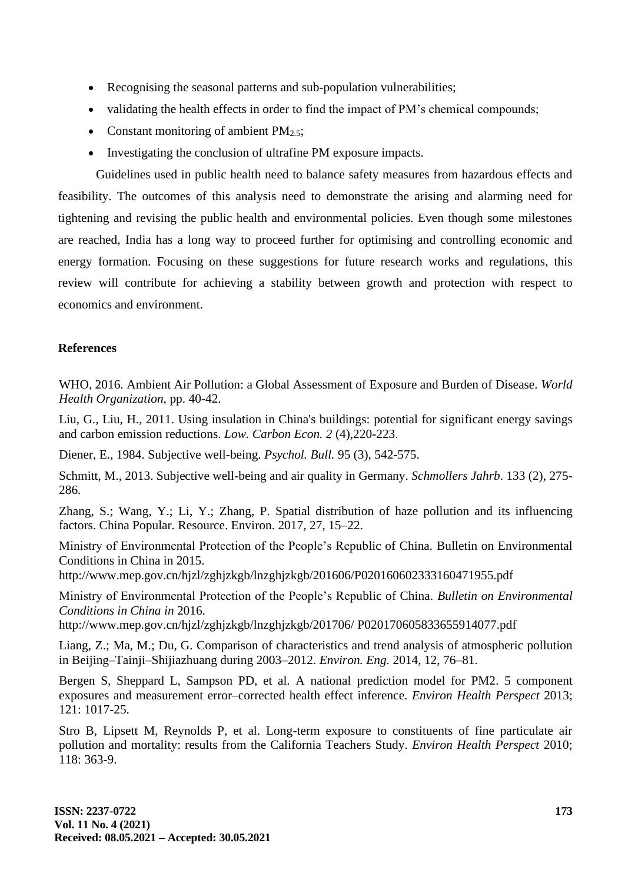- Recognising the seasonal patterns and sub-population vulnerabilities;
- validating the health effects in order to find the impact of PM's chemical compounds;
- Constant monitoring of ambient $PM_{2.5}$;
- Investigating the conclusion of ultrafine PM exposure impacts.

Guidelines used in public health need to balance safety measures from hazardous effects and feasibility. The outcomes of this analysis need to demonstrate the arising and alarming need for tightening and revising the public health and environmental policies. Even though some milestones are reached, India has a long way to proceed further for optimising and controlling economic and energy formation. Focusing on these suggestions for future research works and regulations, this review will contribute for achieving a stability between growth and protection with respect to economics and environment.

**References**

WHO, 2016. Ambient Air Pollution: a Global Assessment of Exposure and Burden of Disease. *World Health Organization*, pp. 40-42.

Liu, G., Liu, H., 2011. Using insulation in China's buildings: potential for significant energy savings and carbon emission reductions. *Low. Carbon Econ. 2* (4),220-223.

Diener, E., 1984. Subjective well-being. *Psychol. Bull.* 95 (3), 542-575.

Schmitt, M., 2013. Subjective well-being and air quality in Germany. *Schmollers Jahrb*. 133 (2), 275-286.

Zhang, S.; Wang, Y.; Li, Y.; Zhang, P. Spatial distribution of haze pollution and its influencing factors. China Popular. Resource. Environ. 2017, 27, 15–22.

Ministry of Environmental Protection of the People's Republic of China. Bulletin on Environmental Conditions in China in 2015. http://www.mep.gov.cn/hjzl/zghjzkgb/lnzghjzkgb/201606/P020160602333160471955.pdf

Ministry of Environmental Protection of the People's Republic of China. *Bulletin on Environmental Conditions in China in* 2016. http://www.mep.gov.cn/hjzl/zghjzkgb/lnzghjzkgb/201706/ P020170605833655914077.pdf

Liang, Z.; Ma, M.; Du, G. Comparison of characteristics and trend analysis of atmospheric pollution in Beijing–Tainji–Shijiazhuang during 2003–2012. *Environ. Eng.* 2014, 12, 76–81.

Bergen S, Sheppard L, Sampson PD, et al. A national prediction model for PM2. 5 component exposures and measurement error–corrected health effect inference. *Environ Health Perspect* 2013; 121: 1017-25.

Stro B, Lipsett M, Reynolds P, et al. Long-term exposure to constituents of fine particulate air pollution and mortality: results from the California Teachers Study. *Environ Health Perspect* 2010; 118: 363-9.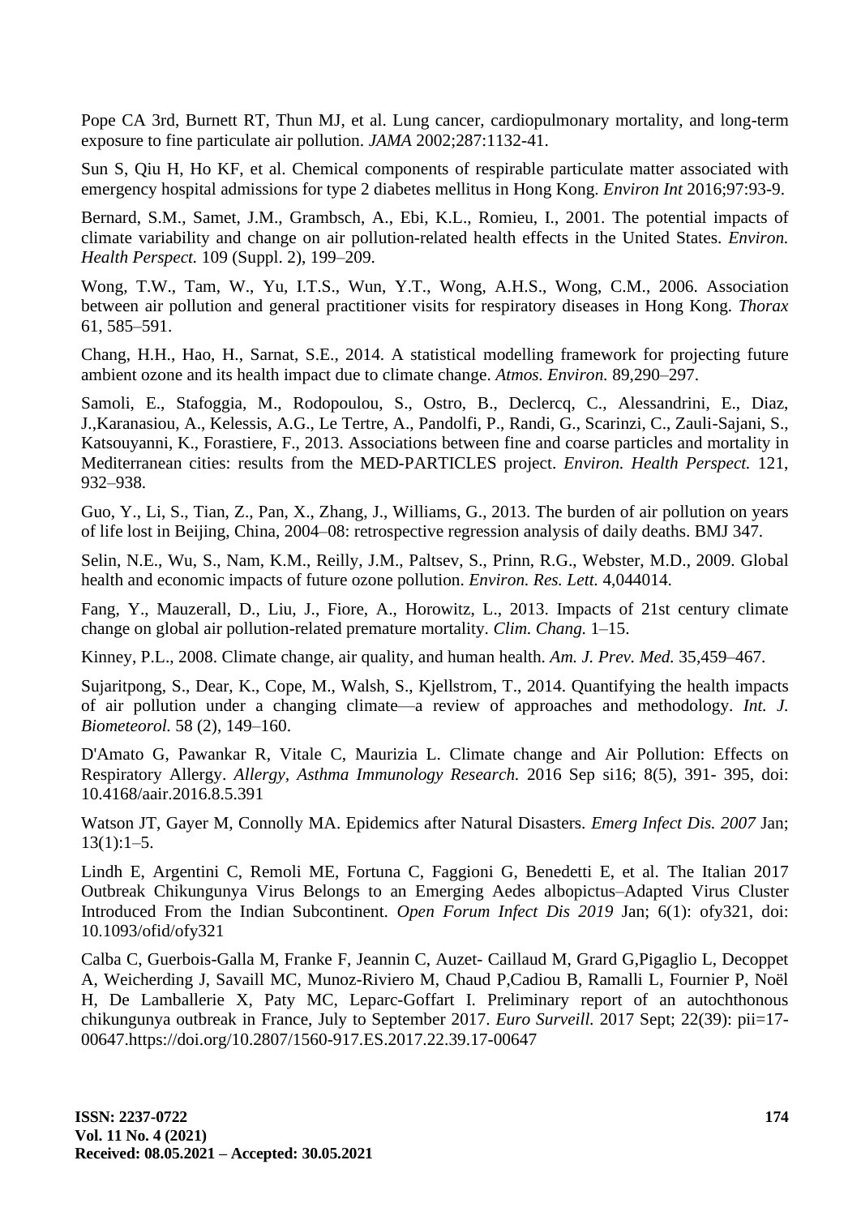Pope CA 3rd, Burnett RT, Thun MJ, et al. Lung cancer, cardiopulmonary mortality, and long-term exposure to fine particulate air pollution. *JAMA* 2002;287:1132-41.

Sun S, Qiu H, Ho KF, et al. Chemical components of respirable particulate matter associated with emergency hospital admissions for type 2 diabetes mellitus in Hong Kong. *Environ Int* 2016;97:93-9.

Bernard, S.M., Samet, J.M., Grambsch, A., Ebi, K.L., Romieu, I., 2001. The potential impacts of climate variability and change on air pollution-related health effects in the United States. *Environ. Health Perspect.* 109 (Suppl. 2), 199–209.

Wong, T.W., Tam, W., Yu, I.T.S., Wun, Y.T., Wong, A.H.S., Wong, C.M., 2006. Association between air pollution and general practitioner visits for respiratory diseases in Hong Kong. *Thorax* 61, 585–591.

Chang, H.H., Hao, H., Sarnat, S.E., 2014. A statistical modelling framework for projecting future ambient ozone and its health impact due to climate change. *Atmos. Environ.* 89,290–297.

Samoli, E., Stafoggia, M., Rodopoulou, S., Ostro, B., Declercq, C., Alessandrini, E., Diaz, J.,Karanasiou, A., Kelessis, A.G., Le Tertre, A., Pandolfi, P., Randi, G., Scarinzi, C., Zauli-Sajani, S., Katsouyanni, K., Forastiere, F., 2013. Associations between fine and coarse particles and mortality in Mediterranean cities: results from the MED-PARTICLES project. *Environ. Health Perspect.* 121, 932–938.

Guo, Y., Li, S., Tian, Z., Pan, X., Zhang, J., Williams, G., 2013. The burden of air pollution on years of life lost in Beijing, China, 2004–08: retrospective regression analysis of daily deaths. BMJ 347.

Selin, N.E., Wu, S., Nam, K.M., Reilly, J.M., Paltsev, S., Prinn, R.G., Webster, M.D., 2009. Global health and economic impacts of future ozone pollution. *Environ. Res. Lett.* 4,044014.

Fang, Y., Mauzerall, D., Liu, J., Fiore, A., Horowitz, L., 2013. Impacts of 21st century climate change on global air pollution-related premature mortality. *Clim. Chang.* 1–15.

Kinney, P.L., 2008. Climate change, air quality, and human health. *Am. J. Prev. Med.* 35,459–467.

Sujaritpong, S., Dear, K., Cope, M., Walsh, S., Kjellstrom, T., 2014. Quantifying the health impacts of air pollution under a changing climate—a review of approaches and methodology. *Int. J. Biometeorol.* 58 (2), 149–160.

D'Amato G, Pawankar R, Vitale C, Maurizia L. Climate change and Air Pollution: Effects on Respiratory Allergy. *Allergy, Asthma Immunology Research.* 2016 Sep si16; 8(5), 391- 395, doi: 10.4168/aair.2016.8.5.391

Watson JT, Gayer M, Connolly MA. Epidemics after Natural Disasters. *Emerg Infect Dis. 2007* Jan; 13(1):1–5.

Lindh E, Argentini C, Remoli ME, Fortuna C, Faggioni G, Benedetti E, et al. The Italian 2017 Outbreak Chikungunya Virus Belongs to an Emerging Aedes albopictus–Adapted Virus Cluster Introduced From the Indian Subcontinent. *Open Forum Infect Dis 2019* Jan; 6(1): ofy321, doi: 10.1093/ofid/ofy321

Calba C, Guerbois-Galla M, Franke F, Jeannin C, Auzet- Caillaud M, Grard G,Pigaglio L, Decoppet A, Weicherding J, Savaill MC, Munoz-Riviero M, Chaud P,Cadiou B, Ramalli L, Fournier P, Noël H, De Lamballerie X, Paty MC, Leparc-Goffart I. Preliminary report of an autochthonous chikungunya outbreak in France, July to September 2017. *Euro Surveill.* 2017 Sept; 22(39): pii=17-00647.https://doi.org/10.2807/1560-917.ES.2017.22.39.17-00647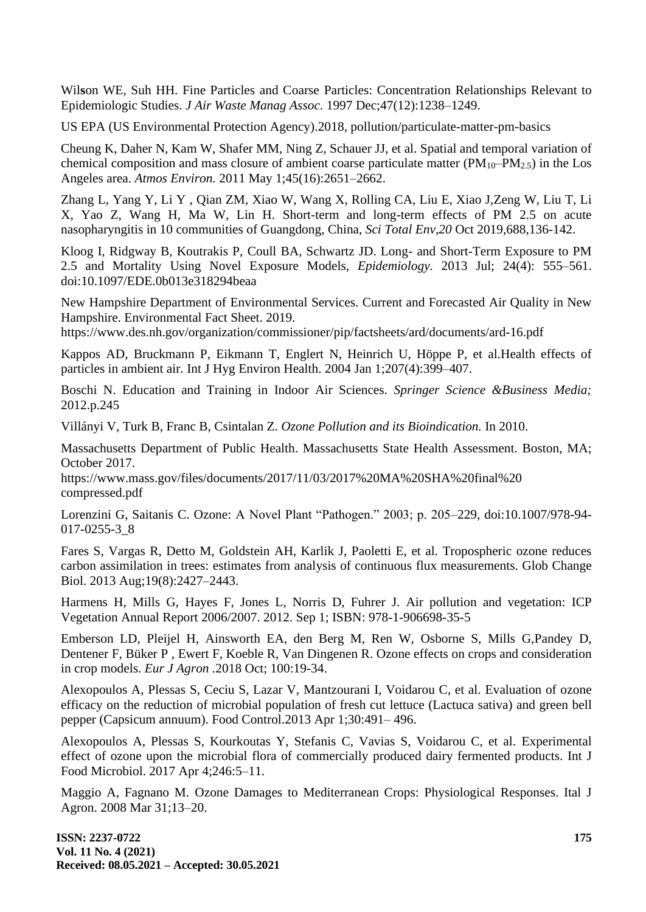Wilson WE, Suh HH. Fine Particles and Coarse Particles: Concentration Relationships Relevant to Epidemiologic Studies. *J Air Waste Manag Assoc*. 1997 Dec;47(12):1238–1249.

US EPA (US Environmental Protection Agency).2018, pollution/particulate-matter-pm-basics

Cheung K, Daher N, Kam W, Shafer MM, Ning Z, Schauer JJ, et al. Spatial and temporal variation of chemical composition and mass closure of ambient coarse particulate matter ($PM_{10}$–$PM_{2.5}$) in the Los Angeles area. *Atmos Environ.* 2011 May 1;45(16):2651–2662.

Zhang L, Yang Y, Li Y , Qian ZM, Xiao W, Wang X, Rolling CA, Liu E, Xiao J,Zeng W, Liu T, Li X, Yao Z, Wang H, Ma W, Lin H. Short-term and long-term effects of PM 2.5 on acute nasopharyngitis in 10 communities of Guangdong, China, *Sci Total Env,20* Oct 2019,688,136-142.

Kloog I, Ridgway B, Koutrakis P, Coull BA, Schwartz JD. Long- and Short-Term Exposure to PM 2.5 and Mortality Using Novel Exposure Models, *Epidemiology*. 2013 Jul; 24(4): 555–561. doi:10.1097/EDE.0b013e318294beaa

New Hampshire Department of Environmental Services. Current and Forecasted Air Quality in New Hampshire. Environmental Fact Sheet. 2019.
https://www.des.nh.gov/organization/commissioner/pip/factsheets/ard/documents/ard-16.pdf

Kappos AD, Bruckmann P, Eikmann T, Englert N, Heinrich U, Höppe P, et al.Health effects of particles in ambient air. Int J Hyg Environ Health. 2004 Jan 1;207(4):399–407.

Boschi N. Education and Training in Indoor Air Sciences. *Springer Science &Business Media;* 2012.p.245

Villányi V, Turk B, Franc B, Csintalan Z. *Ozone Pollution and its Bioindication.* In 2010.

Massachusetts Department of Public Health. Massachusetts State Health Assessment. Boston, MA; October 2017.
https://www.mass.gov/files/documents/2017/11/03/2017%20MA%20SHA%20final%20 compressed.pdf

Lorenzini G, Saitanis C. Ozone: A Novel Plant "Pathogen." 2003; p. 205–229, doi:10.1007/978-94-017-0255-3_8

Fares S, Vargas R, Detto M, Goldstein AH, Karlik J, Paoletti E, et al. Tropospheric ozone reduces carbon assimilation in trees: estimates from analysis of continuous flux measurements. Glob Change Biol. 2013 Aug;19(8):2427–2443.

Harmens H, Mills G, Hayes F, Jones L, Norris D, Fuhrer J. Air pollution and vegetation: ICP Vegetation Annual Report 2006/2007. 2012. Sep 1; ISBN: 978-1-906698-35-5

Emberson LD, Pleijel H, Ainsworth EA, den Berg M, Ren W, Osborne S, Mills G,Pandey D, Dentener F, Büker P , Ewert F, Koeble R, Van Dingenen R. Ozone effects on crops and consideration in crop models. *Eur J Agron* .2018 Oct; 100:19-34.

Alexopoulos A, Plessas S, Ceciu S, Lazar V, Mantzourani I, Voidarou C, et al. Evaluation of ozone efficacy on the reduction of microbial population of fresh cut lettuce (Lactuca sativa) and green bell pepper (Capsicum annuum). Food Control.2013 Apr 1;30:491– 496.

Alexopoulos A, Plessas S, Kourkoutas Y, Stefanis C, Vavias S, Voidarou C, et al. Experimental effect of ozone upon the microbial flora of commercially produced dairy fermented products. Int J Food Microbiol. 2017 Apr 4;246:5–11.

Maggio A, Fagnano M. Ozone Damages to Mediterranean Crops: Physiological Responses. Ital J Agron. 2008 Mar 31;13–20.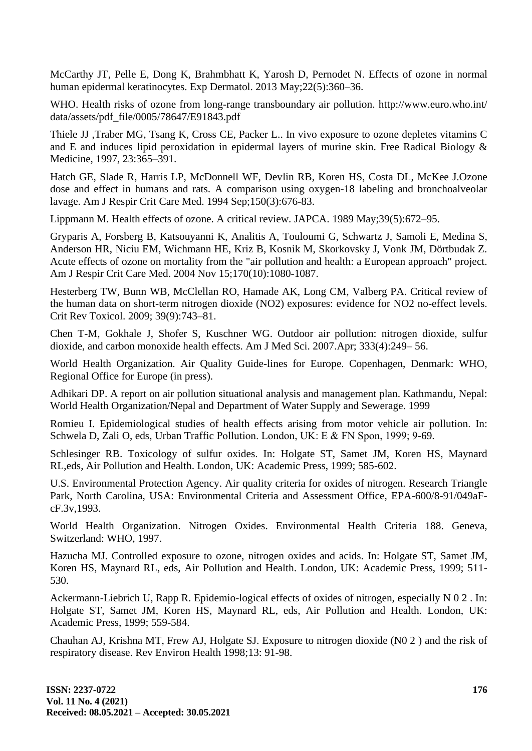McCarthy JT, Pelle E, Dong K, Brahmbhatt K, Yarosh D, Pernodet N. Effects of ozone in normal human epidermal keratinocytes. Exp Dermatol. 2013 May;22(5):360–36.

WHO. Health risks of ozone from long-range transboundary air pollution. http://www.euro.who.int/data/assets/pdf_file/0005/78647/E91843.pdf

Thiele JJ ,Traber MG, Tsang K, Cross CE, Packer L.. In vivo exposure to ozone depletes vitamins C and E and induces lipid peroxidation in epidermal layers of murine skin. Free Radical Biology & Medicine, 1997, 23:365–391.

Hatch GE, Slade R, Harris LP, McDonnell WF, Devlin RB, Koren HS, Costa DL, McKee J.Ozone dose and effect in humans and rats. A comparison using oxygen-18 labeling and bronchoalveolar lavage. Am J Respir Crit Care Med. 1994 Sep;150(3):676-83.

Lippmann M. Health effects of ozone. A critical review. JAPCA. 1989 May;39(5):672–95.

Gryparis A, Forsberg B, Katsouyanni K, Analitis A, Touloumi G, Schwartz J, Samoli E, Medina S, Anderson HR, Niciu EM, Wichmann HE, Kriz B, Kosnik M, Skorkovsky J, Vonk JM, Dörtbudak Z. Acute effects of ozone on mortality from the "air pollution and health: a European approach" project. Am J Respir Crit Care Med. 2004 Nov 15;170(10):1080-1087.

Hesterberg TW, Bunn WB, McClellan RO, Hamade AK, Long CM, Valberg PA. Critical review of the human data on short-term nitrogen dioxide (NO2) exposures: evidence for NO2 no-effect levels. Crit Rev Toxicol. 2009; 39(9):743–81.

Chen T-M, Gokhale J, Shofer S, Kuschner WG. Outdoor air pollution: nitrogen dioxide, sulfur dioxide, and carbon monoxide health effects. Am J Med Sci. 2007.Apr; 333(4):249– 56.

World Health Organization. Air Quality Guide-lines for Europe. Copenhagen, Denmark: WHO, Regional Office for Europe (in press).

Adhikari DP. A report on air pollution situational analysis and management plan. Kathmandu, Nepal: World Health Organization/Nepal and Department of Water Supply and Sewerage. 1999

Romieu I. Epidemiological studies of health effects arising from motor vehicle air pollution. In: Schwela D, Zali O, eds, Urban Traffic Pollution. London, UK: E & FN Spon, 1999; 9-69.

Schlesinger RB. Toxicology of sulfur oxides. In: Holgate ST, Samet JM, Koren HS, Maynard RL,eds, Air Pollution and Health. London, UK: Academic Press, 1999; 585-602.

U.S. Environmental Protection Agency. Air quality criteria for oxides of nitrogen. Research Triangle Park, North Carolina, USA: Environmental Criteria and Assessment Office, EPA-600/8-91/049aF-cF.3v,1993.

World Health Organization. Nitrogen Oxides. Environmental Health Criteria 188. Geneva, Switzerland: WHO, 1997.

Hazucha MJ. Controlled exposure to ozone, nitrogen oxides and acids. In: Holgate ST, Samet JM, Koren HS, Maynard RL, eds, Air Pollution and Health. London, UK: Academic Press, 1999; 511-530.

Ackermann-Liebrich U, Rapp R. Epidemio-logical effects of oxides of nitrogen, especially N 0 2 . In: Holgate ST, Samet JM, Koren HS, Maynard RL, eds, Air Pollution and Health. London, UK: Academic Press, 1999; 559-584.

Chauhan AJ, Krishna MT, Frew AJ, Holgate SJ. Exposure to nitrogen dioxide (N0 2 ) and the risk of respiratory disease. Rev Environ Health 1998;13: 91-98.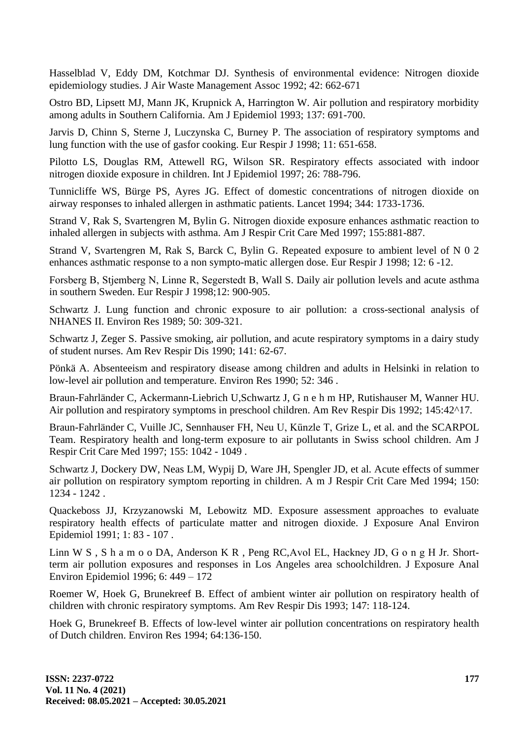Hasselblad V, Eddy DM, Kotchmar DJ. Synthesis of environmental evidence: Nitrogen dioxide epidemiology studies. J Air Waste Management Assoc 1992; 42: 662-671

Ostro BD, Lipsett MJ, Mann JK, Krupnick A, Harrington W. Air pollution and respiratory morbidity among adults in Southern California. Am J Epidemiol 1993; 137: 691-700.

Jarvis D, Chinn S, Sterne J, Luczynska C, Burney P. The association of respiratory symptoms and lung function with the use of gasfor cooking. Eur Respir J 1998; 11: 651-658.

Pilotto LS, Douglas RM, Attewell RG, Wilson SR. Respiratory effects associated with indoor nitrogen dioxide exposure in children. Int J Epidemiol 1997; 26: 788-796.

Tunnicliffe WS, Bürge PS, Ayres JG. Effect of domestic concentrations of nitrogen dioxide on airway responses to inhaled allergen in asthmatic patients. Lancet 1994; 344: 1733-1736.

Strand V, Rak S, Svartengren M, Bylin G. Nitrogen dioxide exposure enhances asthmatic reaction to inhaled allergen in subjects with asthma. Am J Respir Crit Care Med 1997; 155:881-887.

Strand V, Svartengren M, Rak S, Barck C, Bylin G. Repeated exposure to ambient level of N 0 2 enhances asthmatic response to a non sympto-matic allergen dose. Eur Respir J 1998; 12: 6 -12.

Forsberg B, Stjemberg N, Linne R, Segerstedt B, Wall S. Daily air pollution levels and acute asthma in southern Sweden. Eur Respir J 1998;12: 900-905.

Schwartz J. Lung function and chronic exposure to air pollution: a cross-sectional analysis of NHANES II. Environ Res 1989; 50: 309-321.

Schwartz J, Zeger S. Passive smoking, air pollution, and acute respiratory symptoms in a dairy study of student nurses. Am Rev Respir Dis 1990; 141: 62-67.

Pönkä A. Absenteeism and respiratory disease among children and adults in Helsinki in relation to low-level air pollution and temperature. Environ Res 1990; 52: 346 .

Braun-Fahrländer C, Ackermann-Liebrich U,Schwartz J, G n e h m HP, Rutishauser M, Wanner HU. Air pollution and respiratory symptoms in preschool children. Am Rev Respir Dis 1992; 145:42^17.

Braun-Fahrländer C, Vuille JC, Sennhauser FH, Neu U, Künzle T, Grize L, et al. and the SCARPOL Team. Respiratory health and long-term exposure to air pollutants in Swiss school children. Am J Respir Crit Care Med 1997; 155: 1042 - 1049 .

Schwartz J, Dockery DW, Neas LM, Wypij D, Ware JH, Spengler JD, et al. Acute effects of summer air pollution on respiratory symptom reporting in children. A m J Respir Crit Care Med 1994; 150: 1234 - 1242 .

Quackeboss JJ, Krzyzanowski M, Lebowitz MD. Exposure assessment approaches to evaluate respiratory health effects of particulate matter and nitrogen dioxide. J Exposure Anal Environ Epidemiol 1991; 1: 83 - 107 .

Linn W S , S h a m o o DA, Anderson K R , Peng RC,Avol EL, Hackney JD, G o n g H Jr. Short-term air pollution exposures and responses in Los Angeles area schoolchildren. J Exposure Anal Environ Epidemiol 1996; 6: 449 – 172

Roemer W, Hoek G, Brunekreef B. Effect of ambient winter air pollution on respiratory health of children with chronic respiratory symptoms. Am Rev Respir Dis 1993; 147: 118-124.

Hoek G, Brunekreef B. Effects of low-level winter air pollution concentrations on respiratory health of Dutch children. Environ Res 1994; 64:136-150.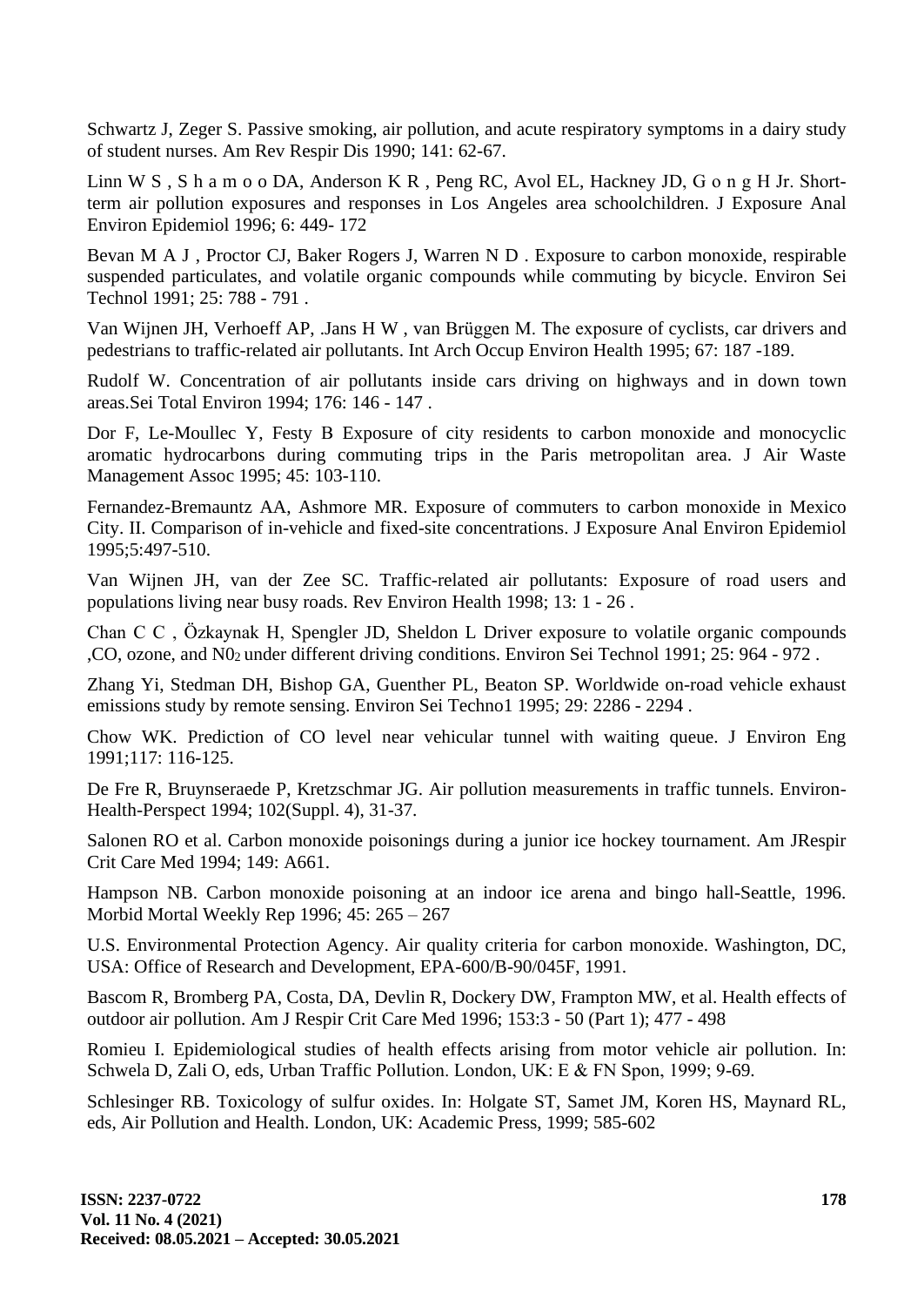Schwartz J, Zeger S. Passive smoking, air pollution, and acute respiratory symptoms in a dairy study of student nurses. Am Rev Respir Dis 1990; 141: 62-67.

Linn W S , S h a m o o DA, Anderson K R , Peng RC, Avol EL, Hackney JD, G o n g H Jr. Short-term air pollution exposures and responses in Los Angeles area schoolchildren. J Exposure Anal Environ Epidemiol 1996; 6: 449- 172

Bevan M A J , Proctor CJ, Baker Rogers J, Warren N D . Exposure to carbon monoxide, respirable suspended particulates, and volatile organic compounds while commuting by bicycle. Environ Sei Technol 1991; 25: 788 - 791 .

Van Wijnen JH, Verhoeff AP, .Jans H W , van Brüggen M. The exposure of cyclists, car drivers and pedestrians to traffic-related air pollutants. Int Arch Occup Environ Health 1995; 67: 187 -189.

Rudolf W. Concentration of air pollutants inside cars driving on highways and in down town areas.Sei Total Environ 1994; 176: 146 - 147 .

Dor F, Le-Moullec Y, Festy B Exposure of city residents to carbon monoxide and monocyclic aromatic hydrocarbons during commuting trips in the Paris metropolitan area. J Air Waste Management Assoc 1995; 45: 103-110.

Fernandez-Bremauntz AA, Ashmore MR. Exposure of commuters to carbon monoxide in Mexico City. II. Comparison of in-vehicle and fixed-site concentrations. J Exposure Anal Environ Epidemiol 1995;5:497-510.

Van Wijnen JH, van der Zee SC. Traffic-related air pollutants: Exposure of road users and populations living near busy roads. Rev Environ Health 1998; 13: 1 - 26 .

Chan C C , Özkaynak H, Spengler JD, Sheldon L Driver exposure to volatile organic compounds ,CO, ozone, and $N0_2$ under different driving conditions. Environ Sei Technol 1991; 25: 964 - 972 .

Zhang Yi, Stedman DH, Bishop GA, Guenther PL, Beaton SP. Worldwide on-road vehicle exhaust emissions study by remote sensing. Environ Sei Techno1 1995; 29: 2286 - 2294 .

Chow WK. Prediction of CO level near vehicular tunnel with waiting queue. J Environ Eng 1991;117: 116-125.

De Fre R, Bruynseraede P, Kretzschmar JG. Air pollution measurements in traffic tunnels. Environ-Health-Perspect 1994; 102(Suppl. 4), 31-37.

Salonen RO et al. Carbon monoxide poisonings during a junior ice hockey tournament. Am JRespir Crit Care Med 1994; 149: A661.

Hampson NB. Carbon monoxide poisoning at an indoor ice arena and bingo hall-Seattle, 1996. Morbid Mortal Weekly Rep 1996; 45: 265 – 267

U.S. Environmental Protection Agency. Air quality criteria for carbon monoxide. Washington, DC, USA: Office of Research and Development, EPA-600/B-90/045F, 1991.

Bascom R, Bromberg PA, Costa, DA, Devlin R, Dockery DW, Frampton MW, et al. Health effects of outdoor air pollution. Am J Respir Crit Care Med 1996; 153:3 - 50 (Part 1); 477 - 498

Romieu I. Epidemiological studies of health effects arising from motor vehicle air pollution. In: Schwela D, Zali O, eds, Urban Traffic Pollution. London, UK: E & FN Spon, 1999; 9-69.

Schlesinger RB. Toxicology of sulfur oxides. In: Holgate ST, Samet JM, Koren HS, Maynard RL, eds, Air Pollution and Health. London, UK: Academic Press, 1999; 585-602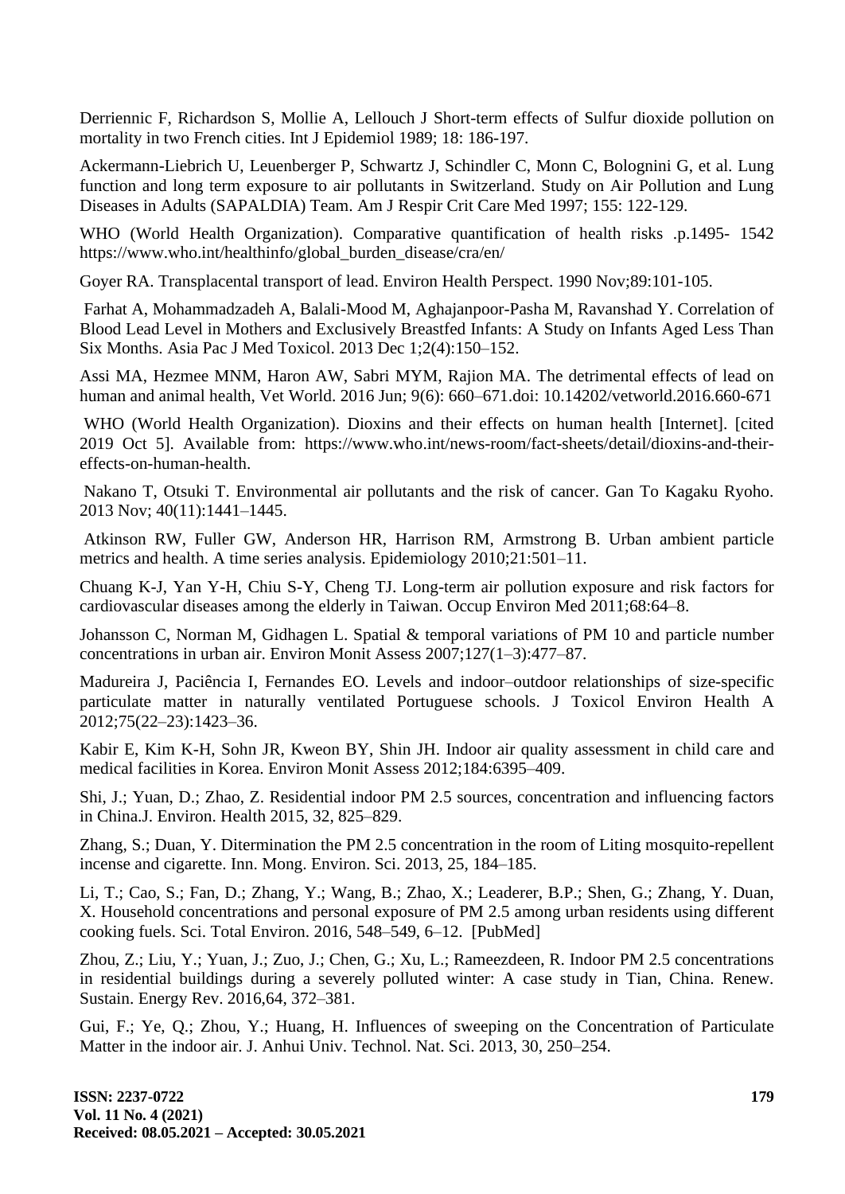Derriennic F, Richardson S, Mollie A, Lellouch J Short-term effects of Sulfur dioxide pollution on mortality in two French cities. Int J Epidemiol 1989; 18: 186-197.

Ackermann-Liebrich U, Leuenberger P, Schwartz J, Schindler C, Monn C, Bolognini G, et al. Lung function and long term exposure to air pollutants in Switzerland. Study on Air Pollution and Lung Diseases in Adults (SAPALDIA) Team. Am J Respir Crit Care Med 1997; 155: 122-129.

WHO (World Health Organization). Comparative quantification of health risks .p.1495- 1542 https://www.who.int/healthinfo/global_burden_disease/cra/en/

Goyer RA. Transplacental transport of lead. Environ Health Perspect. 1990 Nov;89:101-105.

Farhat A, Mohammadzadeh A, Balali-Mood M, Aghajanpoor-Pasha M, Ravanshad Y. Correlation of Blood Lead Level in Mothers and Exclusively Breastfed Infants: A Study on Infants Aged Less Than Six Months. Asia Pac J Med Toxicol. 2013 Dec 1;2(4):150–152.

Assi MA, Hezmee MNM, Haron AW, Sabri MYM, Rajion MA. The detrimental effects of lead on human and animal health, Vet World. 2016 Jun; 9(6): 660–671.doi: 10.14202/vetworld.2016.660-671

WHO (World Health Organization). Dioxins and their effects on human health [Internet]. [cited 2019 Oct 5]. Available from: https://www.who.int/news-room/fact-sheets/detail/dioxins-and-their-effects-on-human-health.

Nakano T, Otsuki T. Environmental air pollutants and the risk of cancer. Gan To Kagaku Ryoho. 2013 Nov; 40(11):1441–1445.

Atkinson RW, Fuller GW, Anderson HR, Harrison RM, Armstrong B. Urban ambient particle metrics and health. A time series analysis. Epidemiology 2010;21:501–11.

Chuang K-J, Yan Y-H, Chiu S-Y, Cheng TJ. Long-term air pollution exposure and risk factors for cardiovascular diseases among the elderly in Taiwan. Occup Environ Med 2011;68:64–8.

Johansson C, Norman M, Gidhagen L. Spatial & temporal variations of PM 10 and particle number concentrations in urban air. Environ Monit Assess 2007;127(1–3):477–87.

Madureira J, Paciência I, Fernandes EO. Levels and indoor–outdoor relationships of size-specific particulate matter in naturally ventilated Portuguese schools. J Toxicol Environ Health A 2012;75(22–23):1423–36.

Kabir E, Kim K-H, Sohn JR, Kweon BY, Shin JH. Indoor air quality assessment in child care and medical facilities in Korea. Environ Monit Assess 2012;184:6395–409.

Shi, J.; Yuan, D.; Zhao, Z. Residential indoor PM 2.5 sources, concentration and influencing factors in China.J. Environ. Health 2015, 32, 825–829.

Zhang, S.; Duan, Y. Ditermination the PM 2.5 concentration in the room of Liting mosquito-repellent incense and cigarette. Inn. Mong. Environ. Sci. 2013, 25, 184–185.

Li, T.; Cao, S.; Fan, D.; Zhang, Y.; Wang, B.; Zhao, X.; Leaderer, B.P.; Shen, G.; Zhang, Y. Duan, X. Household concentrations and personal exposure of PM 2.5 among urban residents using different cooking fuels. Sci. Total Environ. 2016, 548–549, 6–12. [PubMed]

Zhou, Z.; Liu, Y.; Yuan, J.; Zuo, J.; Chen, G.; Xu, L.; Rameezdeen, R. Indoor PM 2.5 concentrations in residential buildings during a severely polluted winter: A case study in Tian, China. Renew. Sustain. Energy Rev. 2016,64, 372–381.

Gui, F.; Ye, Q.; Zhou, Y.; Huang, H. Influences of sweeping on the Concentration of Particulate Matter in the indoor air. J. Anhui Univ. Technol. Nat. Sci. 2013, 30, 250–254.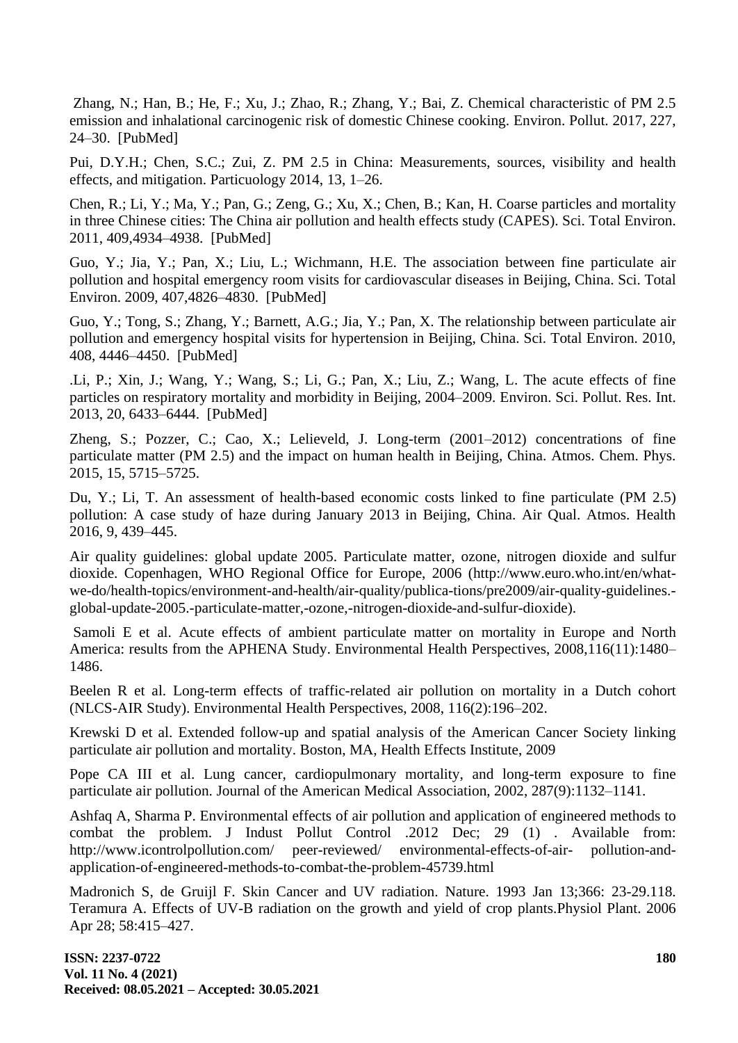Zhang, N.; Han, B.; He, F.; Xu, J.; Zhao, R.; Zhang, Y.; Bai, Z. Chemical characteristic of PM 2.5 emission and inhalational carcinogenic risk of domestic Chinese cooking. Environ. Pollut. 2017, 227, 24–30. [PubMed]

Pui, D.Y.H.; Chen, S.C.; Zui, Z. PM 2.5 in China: Measurements, sources, visibility and health effects, and mitigation. Particuology 2014, 13, 1–26.

Chen, R.; Li, Y.; Ma, Y.; Pan, G.; Zeng, G.; Xu, X.; Chen, B.; Kan, H. Coarse particles and mortality in three Chinese cities: The China air pollution and health effects study (CAPES). Sci. Total Environ. 2011, 409,4934–4938. [PubMed]

Guo, Y.; Jia, Y.; Pan, X.; Liu, L.; Wichmann, H.E. The association between fine particulate air pollution and hospital emergency room visits for cardiovascular diseases in Beijing, China. Sci. Total Environ. 2009, 407,4826–4830. [PubMed]

Guo, Y.; Tong, S.; Zhang, Y.; Barnett, A.G.; Jia, Y.; Pan, X. The relationship between particulate air pollution and emergency hospital visits for hypertension in Beijing, China. Sci. Total Environ. 2010, 408, 4446–4450. [PubMed]

.Li, P.; Xin, J.; Wang, Y.; Wang, S.; Li, G.; Pan, X.; Liu, Z.; Wang, L. The acute effects of fine particles on respiratory mortality and morbidity in Beijing, 2004–2009. Environ. Sci. Pollut. Res. Int. 2013, 20, 6433–6444. [PubMed]

Zheng, S.; Pozzer, C.; Cao, X.; Lelieveld, J. Long-term (2001–2012) concentrations of fine particulate matter (PM 2.5) and the impact on human health in Beijing, China. Atmos. Chem. Phys. 2015, 15, 5715–5725.

Du, Y.; Li, T. An assessment of health-based economic costs linked to fine particulate (PM 2.5) pollution: A case study of haze during January 2013 in Beijing, China. Air Qual. Atmos. Health 2016, 9, 439–445.

Air quality guidelines: global update 2005. Particulate matter, ozone, nitrogen dioxide and sulfur dioxide. Copenhagen, WHO Regional Office for Europe, 2006 (http://www.euro.who.int/en/what-we-do/health-topics/environment-and-health/air-quality/publica-tions/pre2009/air-quality-guidelines.-global-update-2005.-particulate-matter,-ozone,-nitrogen-dioxide-and-sulfur-dioxide).

Samoli E et al. Acute effects of ambient particulate matter on mortality in Europe and North America: results from the APHENA Study. Environmental Health Perspectives, 2008,116(11):1480–1486.

Beelen R et al. Long-term effects of traffic-related air pollution on mortality in a Dutch cohort (NLCS-AIR Study). Environmental Health Perspectives, 2008, 116(2):196–202.

Krewski D et al. Extended follow-up and spatial analysis of the American Cancer Society linking particulate air pollution and mortality. Boston, MA, Health Effects Institute, 2009

Pope CA III et al. Lung cancer, cardiopulmonary mortality, and long-term exposure to fine particulate air pollution. Journal of the American Medical Association, 2002, 287(9):1132–1141.

Ashfaq A, Sharma P. Environmental effects of air pollution and application of engineered methods to combat the problem. J Indust Pollut Control .2012 Dec; 29 (1) . Available from: http://www.icontrolpollution.com/ peer-reviewed/ environmental-effects-of-air- pollution-and-application-of-engineered-methods-to-combat-the-problem-45739.html

Madronich S, de Gruijl F. Skin Cancer and UV radiation. Nature. 1993 Jan 13;366: 23-29.118. Teramura A. Effects of UV-B radiation on the growth and yield of crop plants.Physiol Plant. 2006 Apr 28; 58:415–427.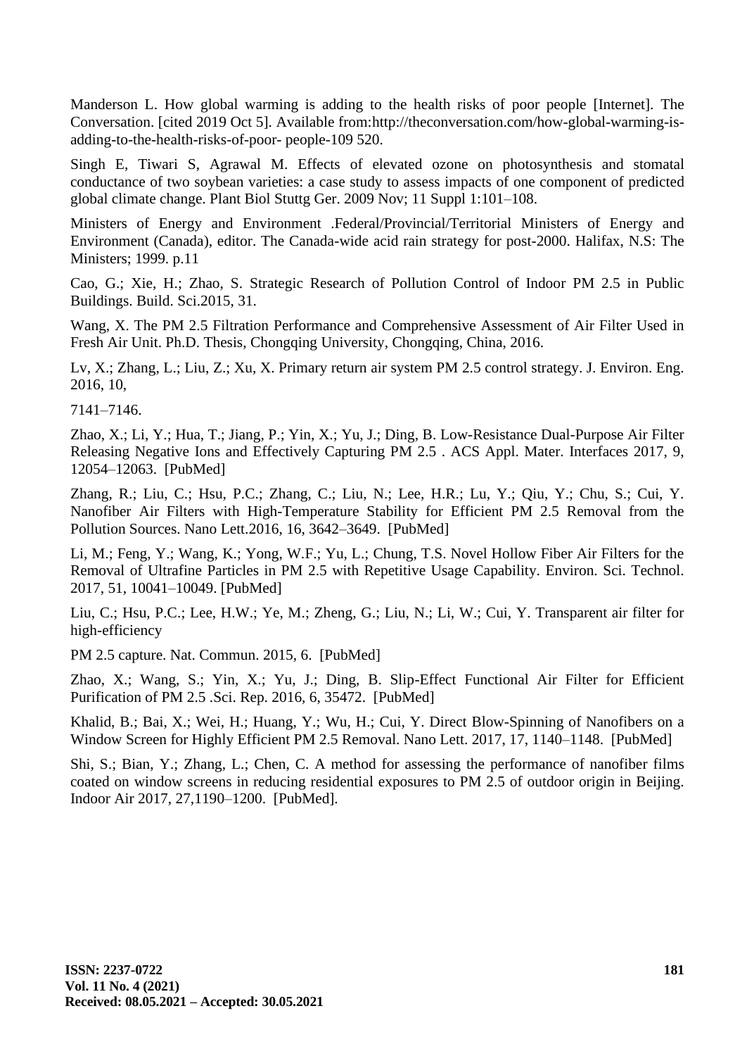Manderson L. How global warming is adding to the health risks of poor people [Internet]. The Conversation. [cited 2019 Oct 5]. Available from:http://theconversation.com/how-global-warming-is-adding-to-the-health-risks-of-poor- people-109 520.

Singh E, Tiwari S, Agrawal M. Effects of elevated ozone on photosynthesis and stomatal conductance of two soybean varieties: a case study to assess impacts of one component of predicted global climate change. Plant Biol Stuttg Ger. 2009 Nov; 11 Suppl 1:101–108.

Ministers of Energy and Environment .Federal/Provincial/Territorial Ministers of Energy and Environment (Canada), editor. The Canada-wide acid rain strategy for post-2000. Halifax, N.S: The Ministers; 1999. p.11

Cao, G.; Xie, H.; Zhao, S. Strategic Research of Pollution Control of Indoor PM 2.5 in Public Buildings. Build. Sci.2015, 31.

Wang, X. The PM 2.5 Filtration Performance and Comprehensive Assessment of Air Filter Used in Fresh Air Unit. Ph.D. Thesis, Chongqing University, Chongqing, China, 2016.

Lv, X.; Zhang, L.; Liu, Z.; Xu, X. Primary return air system PM 2.5 control strategy. J. Environ. Eng. 2016, 10,

7141–7146.

Zhao, X.; Li, Y.; Hua, T.; Jiang, P.; Yin, X.; Yu, J.; Ding, B. Low-Resistance Dual-Purpose Air Filter Releasing Negative Ions and Effectively Capturing PM 2.5 . ACS Appl. Mater. Interfaces 2017, 9, 12054–12063. [PubMed]

Zhang, R.; Liu, C.; Hsu, P.C.; Zhang, C.; Liu, N.; Lee, H.R.; Lu, Y.; Qiu, Y.; Chu, S.; Cui, Y. Nanofiber Air Filters with High-Temperature Stability for Efficient PM 2.5 Removal from the Pollution Sources. Nano Lett.2016, 16, 3642–3649. [PubMed]

Li, M.; Feng, Y.; Wang, K.; Yong, W.F.; Yu, L.; Chung, T.S. Novel Hollow Fiber Air Filters for the Removal of Ultrafine Particles in PM 2.5 with Repetitive Usage Capability. Environ. Sci. Technol. 2017, 51, 10041–10049. [PubMed]

Liu, C.; Hsu, P.C.; Lee, H.W.; Ye, M.; Zheng, G.; Liu, N.; Li, W.; Cui, Y. Transparent air filter for high-efficiency

PM 2.5 capture. Nat. Commun. 2015, 6. [PubMed]

Zhao, X.; Wang, S.; Yin, X.; Yu, J.; Ding, B. Slip-Effect Functional Air Filter for Efficient Purification of PM 2.5 .Sci. Rep. 2016, 6, 35472. [PubMed]

Khalid, B.; Bai, X.; Wei, H.; Huang, Y.; Wu, H.; Cui, Y. Direct Blow-Spinning of Nanofibers on a Window Screen for Highly Efficient PM 2.5 Removal. Nano Lett. 2017, 17, 1140–1148. [PubMed]

Shi, S.; Bian, Y.; Zhang, L.; Chen, C. A method for assessing the performance of nanofiber films coated on window screens in reducing residential exposures to PM 2.5 of outdoor origin in Beijing. Indoor Air 2017, 27,1190–1200. [PubMed].